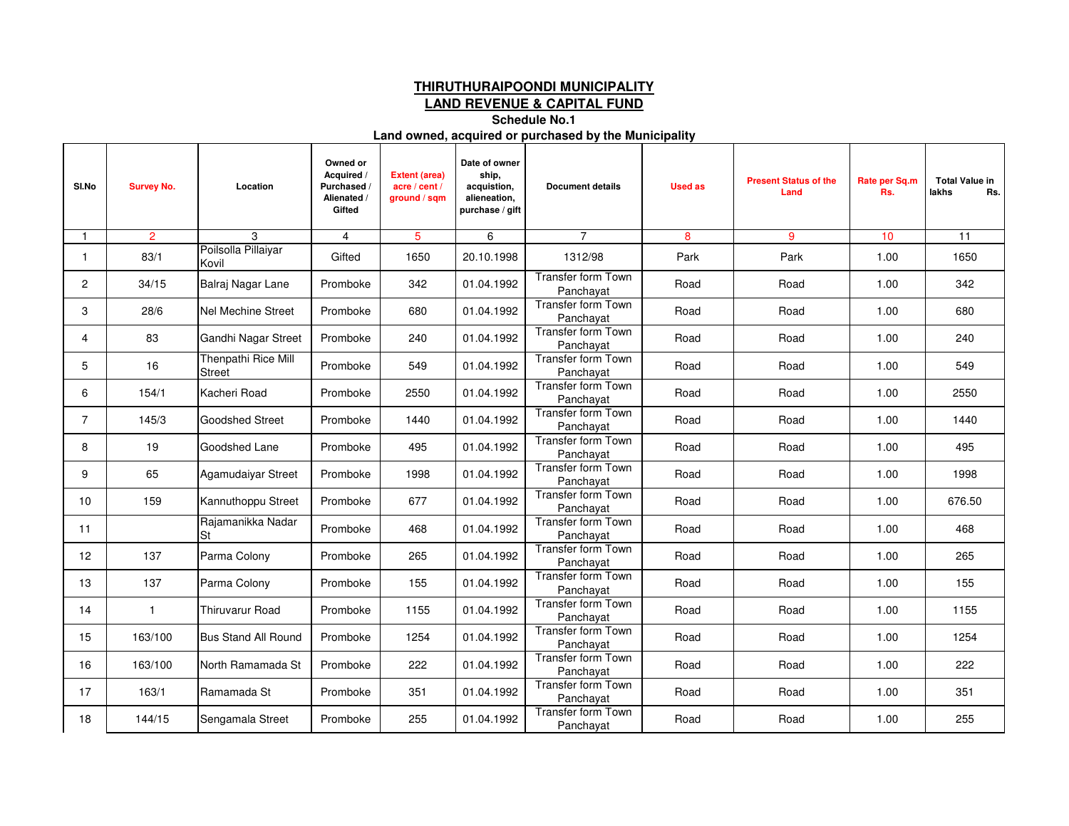## THIRUTHURAIPOONDI MUNICIPALITY

## LAND REVENUE & CAPITAL FUND

### Schedule No.1

### Land owned, acquired or purchased by the Municipality

| Sl.No | Survey No. | Location | Owned or Acquired / Purchased / Alienated / Gifted | Extent (area) acre / cent / ground / sqm | Date of owner ship, acquistion, alieneation, purchase / gift | Document details | Used as | Present Status of the Land | Rate per Sq.m Rs. | Total Value in lakhs Rs. |
|---|---|---|---|---|---|---|---|---|---|---|
| 1 | 2 | 3 | 4 | 5 | 6 | 7 | 8 | 9 | 10 | 11 |
| 1 | 83/1 | Poilsolla Pillaiyar Kovil | Gifted | 1650 | 20.10.1998 | 1312/98 | Park | Park | 1.00 | 1650 |
| 2 | 34/15 | Balraj Nagar Lane | Promboke | 342 | 01.04.1992 | Transfer form Town Panchayat | Road | Road | 1.00 | 342 |
| 3 | 28/6 | Nel Mechine Street | Promboke | 680 | 01.04.1992 | Transfer form Town Panchayat | Road | Road | 1.00 | 680 |
| 4 | 83 | Gandhi Nagar Street | Promboke | 240 | 01.04.1992 | Transfer form Town Panchayat | Road | Road | 1.00 | 240 |
| 5 | 16 | Thenpathi Rice Mill Street | Promboke | 549 | 01.04.1992 | Transfer form Town Panchayat | Road | Road | 1.00 | 549 |
| 6 | 154/1 | Kacheri Road | Promboke | 2550 | 01.04.1992 | Transfer form Town Panchayat | Road | Road | 1.00 | 2550 |
| 7 | 145/3 | Goodshed Street | Promboke | 1440 | 01.04.1992 | Transfer form Town Panchayat | Road | Road | 1.00 | 1440 |
| 8 | 19 | Goodshed Lane | Promboke | 495 | 01.04.1992 | Transfer form Town Panchayat | Road | Road | 1.00 | 495 |
| 9 | 65 | Agamudaiyar Street | Promboke | 1998 | 01.04.1992 | Transfer form Town Panchayat | Road | Road | 1.00 | 1998 |
| 10 | 159 | Kannuthoppu Street | Promboke | 677 | 01.04.1992 | Transfer form Town Panchayat | Road | Road | 1.00 | 676.50 |
| 11 | | Rajamanikka Nadar St | Promboke | 468 | 01.04.1992 | Transfer form Town Panchayat | Road | Road | 1.00 | 468 |
| 12 | 137 | Parma Colony | Promboke | 265 | 01.04.1992 | Transfer form Town Panchayat | Road | Road | 1.00 | 265 |
| 13 | 137 | Parma Colony | Promboke | 155 | 01.04.1992 | Transfer form Town Panchayat | Road | Road | 1.00 | 155 |
| 14 | 1 | Thiruvarur Road | Promboke | 1155 | 01.04.1992 | Transfer form Town Panchayat | Road | Road | 1.00 | 1155 |
| 15 | 163/100 | Bus Stand All Round | Promboke | 1254 | 01.04.1992 | Transfer form Town Panchayat | Road | Road | 1.00 | 1254 |
| 16 | 163/100 | North Ramamada St | Promboke | 222 | 01.04.1992 | Transfer form Town Panchayat | Road | Road | 1.00 | 222 |
| 17 | 163/1 | Ramamada St | Promboke | 351 | 01.04.1992 | Transfer form Town Panchayat | Road | Road | 1.00 | 351 |
| 18 | 144/15 | Sengamala Street | Promboke | 255 | 01.04.1992 | Transfer form Town Panchayat | Road | Road | 1.00 | 255 |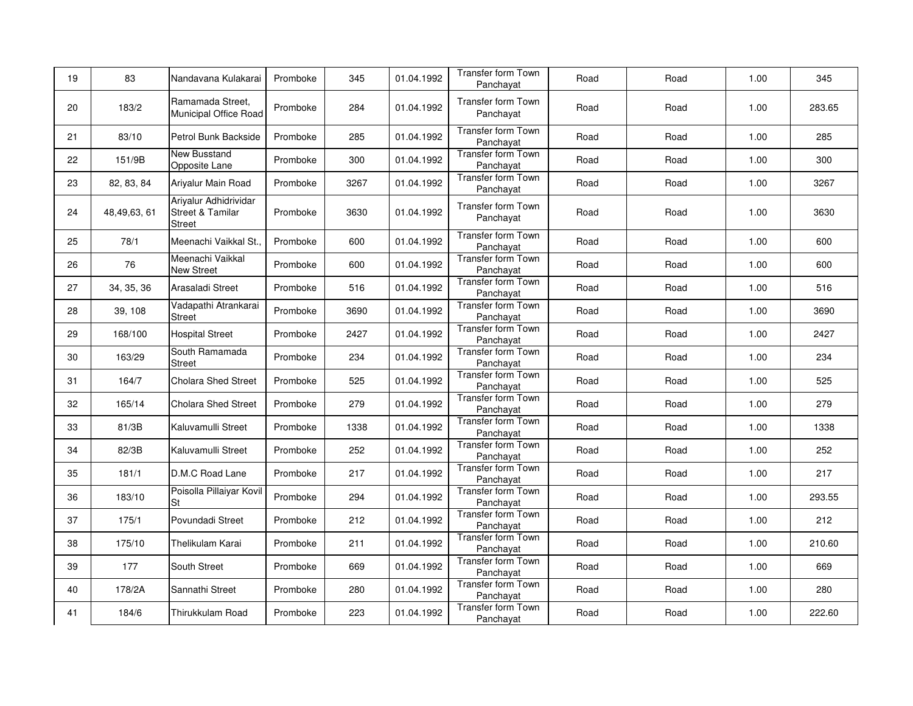| 19 | 83 | Nandavana Kulakarai | Promboke | 345 | 01.04.1992 | Transfer form Town Panchayat | Road | Road | 1.00 | 345 |
|---|---|---|---|---|---|---|---|---|---|---|
| 20 | 183/2 | Ramamada Street, Municipal Office Road | Promboke | 284 | 01.04.1992 | Transfer form Town Panchayat | Road | Road | 1.00 | 283.65 |
| 21 | 83/10 | Petrol Bunk Backside | Promboke | 285 | 01.04.1992 | Transfer form Town Panchayat | Road | Road | 1.00 | 285 |
| 22 | 151/9B | New Busstand Opposite Lane | Promboke | 300 | 01.04.1992 | Transfer form Town Panchayat | Road | Road | 1.00 | 300 |
| 23 | 82, 83, 84 | Ariyalur Main Road | Promboke | 3267 | 01.04.1992 | Transfer form Town Panchayat | Road | Road | 1.00 | 3267 |
| 24 | 48,49,63, 61 | Ariyalur Adhidrividar Street & Tamilar Street | Promboke | 3630 | 01.04.1992 | Transfer form Town Panchayat | Road | Road | 1.00 | 3630 |
| 25 | 78/1 | Meenachi Vaikkal St., | Promboke | 600 | 01.04.1992 | Transfer form Town Panchayat | Road | Road | 1.00 | 600 |
| 26 | 76 | Meenachi Vaikkal New Street | Promboke | 600 | 01.04.1992 | Transfer form Town Panchayat | Road | Road | 1.00 | 600 |
| 27 | 34, 35, 36 | Arasaladi Street | Promboke | 516 | 01.04.1992 | Transfer form Town Panchayat | Road | Road | 1.00 | 516 |
| 28 | 39, 108 | Vadapathi Atrankarai Street | Promboke | 3690 | 01.04.1992 | Transfer form Town Panchayat | Road | Road | 1.00 | 3690 |
| 29 | 168/100 | Hospital Street | Promboke | 2427 | 01.04.1992 | Transfer form Town Panchayat | Road | Road | 1.00 | 2427 |
| 30 | 163/29 | South Ramamada Street | Promboke | 234 | 01.04.1992 | Transfer form Town Panchayat | Road | Road | 1.00 | 234 |
| 31 | 164/7 | Cholara Shed Street | Promboke | 525 | 01.04.1992 | Transfer form Town Panchayat | Road | Road | 1.00 | 525 |
| 32 | 165/14 | Cholara Shed Street | Promboke | 279 | 01.04.1992 | Transfer form Town Panchayat | Road | Road | 1.00 | 279 |
| 33 | 81/3B | Kaluvamulli Street | Promboke | 1338 | 01.04.1992 | Transfer form Town Panchayat | Road | Road | 1.00 | 1338 |
| 34 | 82/3B | Kaluvamulli Street | Promboke | 252 | 01.04.1992 | Transfer form Town Panchayat | Road | Road | 1.00 | 252 |
| 35 | 181/1 | D.M.C Road Lane | Promboke | 217 | 01.04.1992 | Transfer form Town Panchayat | Road | Road | 1.00 | 217 |
| 36 | 183/10 | Poisolla Pillaiyar Kovil St | Promboke | 294 | 01.04.1992 | Transfer form Town Panchayat | Road | Road | 1.00 | 293.55 |
| 37 | 175/1 | Povundadi Street | Promboke | 212 | 01.04.1992 | Transfer form Town Panchayat | Road | Road | 1.00 | 212 |
| 38 | 175/10 | Thelikulam Karai | Promboke | 211 | 01.04.1992 | Transfer form Town Panchayat | Road | Road | 1.00 | 210.60 |
| 39 | 177 | South Street | Promboke | 669 | 01.04.1992 | Transfer form Town Panchayat | Road | Road | 1.00 | 669 |
| 40 | 178/2A | Sannathi Street | Promboke | 280 | 01.04.1992 | Transfer form Town Panchayat | Road | Road | 1.00 | 280 |
| 41 | 184/6 | Thirukkulam Road | Promboke | 223 | 01.04.1992 | Transfer form Town Panchayat | Road | Road | 1.00 | 222.60 |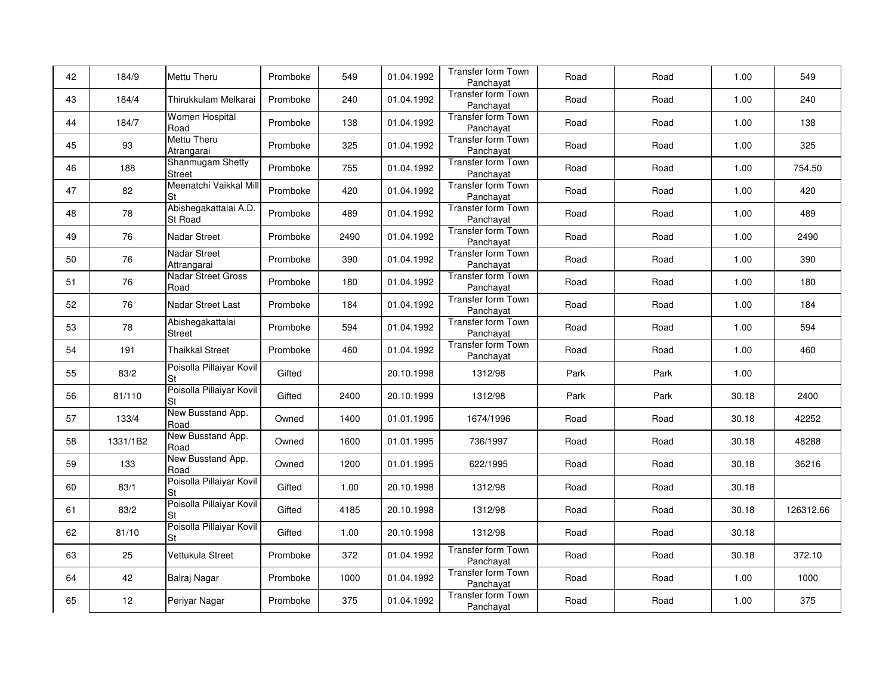| 42 | 184/9 | Mettu Theru | Promboke | 549 | 01.04.1992 | Transfer form Town Panchayat | Road | Road | 1.00 | 549 |
|---|---|---|---|---|---|---|---|---|---|---|
| 43 | 184/4 | Thirukkulam Melkarai | Promboke | 240 | 01.04.1992 | Transfer form Town Panchayat | Road | Road | 1.00 | 240 |
| 44 | 184/7 | Women Hospital Road | Promboke | 138 | 01.04.1992 | Transfer form Town Panchayat | Road | Road | 1.00 | 138 |
| 45 | 93 | Mettu Theru Atrangarai | Promboke | 325 | 01.04.1992 | Transfer form Town Panchayat | Road | Road | 1.00 | 325 |
| 46 | 188 | Shanmugam Shetty Street | Promboke | 755 | 01.04.1992 | Transfer form Town Panchayat | Road | Road | 1.00 | 754.50 |
| 47 | 82 | Meenatchi Vaikkal Mill St | Promboke | 420 | 01.04.1992 | Transfer form Town Panchayat | Road | Road | 1.00 | 420 |
| 48 | 78 | Abishegakattalai A.D. St Road | Promboke | 489 | 01.04.1992 | Transfer form Town Panchayat | Road | Road | 1.00 | 489 |
| 49 | 76 | Nadar Street | Promboke | 2490 | 01.04.1992 | Transfer form Town Panchayat | Road | Road | 1.00 | 2490 |
| 50 | 76 | Nadar Street Attrangarai | Promboke | 390 | 01.04.1992 | Transfer form Town Panchayat | Road | Road | 1.00 | 390 |
| 51 | 76 | Nadar Street Gross Road | Promboke | 180 | 01.04.1992 | Transfer form Town Panchayat | Road | Road | 1.00 | 180 |
| 52 | 76 | Nadar Street Last | Promboke | 184 | 01.04.1992 | Transfer form Town Panchayat | Road | Road | 1.00 | 184 |
| 53 | 78 | Abishegakattalai Street | Promboke | 594 | 01.04.1992 | Transfer form Town Panchayat | Road | Road | 1.00 | 594 |
| 54 | 191 | Thaikkal Street | Promboke | 460 | 01.04.1992 | Transfer form Town Panchayat | Road | Road | 1.00 | 460 |
| 55 | 83/2 | Poisolla Pillaiyar Kovil St | Gifted | | 20.10.1998 | 1312/98 | Park | Park | 1.00 | |
| 56 | 81/110 | Poisolla Pillaiyar Kovil St | Gifted | 2400 | 20.10.1999 | 1312/98 | Park | Park | 30.18 | 2400 |
| 57 | 133/4 | New Busstand App. Road | Owned | 1400 | 01.01.1995 | 1674/1996 | Road | Road | 30.18 | 42252 |
| 58 | 1331/1B2 | New Busstand App. Road | Owned | 1600 | 01.01.1995 | 736/1997 | Road | Road | 30.18 | 48288 |
| 59 | 133 | New Busstand App. Road | Owned | 1200 | 01.01.1995 | 622/1995 | Road | Road | 30.18 | 36216 |
| 60 | 83/1 | Poisolla Pillaiyar Kovil St | Gifted | 1.00 | 20.10.1998 | 1312/98 | Road | Road | 30.18 | |
| 61 | 83/2 | Poisolla Pillaiyar Kovil St | Gifted | 4185 | 20.10.1998 | 1312/98 | Road | Road | 30.18 | 126312.66 |
| 62 | 81/10 | Poisolla Pillaiyar Kovil St | Gifted | 1.00 | 20.10.1998 | 1312/98 | Road | Road | 30.18 | |
| 63 | 25 | Vettukula Street | Promboke | 372 | 01.04.1992 | Transfer form Town Panchayat | Road | Road | 30.18 | 372.10 |
| 64 | 42 | Balraj Nagar | Promboke | 1000 | 01.04.1992 | Transfer form Town Panchayat | Road | Road | 1.00 | 1000 |
| 65 | 12 | Periyar Nagar | Promboke | 375 | 01.04.1992 | Transfer form Town Panchayat | Road | Road | 1.00 | 375 |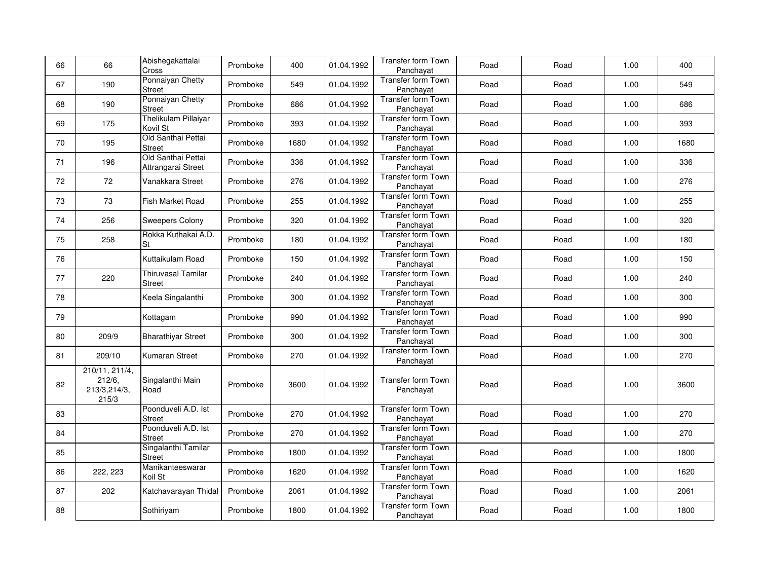| 66 | 66 | Abishegakattalai Cross | Promboke | 400 | 01.04.1992 | Transfer form Town Panchayat | Road | Road | 1.00 | 400 |
|---|---|---|---|---|---|---|---|---|---|---|
| 67 | 190 | Ponnaiyan Chetty Street | Promboke | 549 | 01.04.1992 | Transfer form Town Panchayat | Road | Road | 1.00 | 549 |
| 68 | 190 | Ponnaiyan Chetty Street | Promboke | 686 | 01.04.1992 | Transfer form Town Panchayat | Road | Road | 1.00 | 686 |
| 69 | 175 | Thelikulam Pillaiyar Kovil St | Promboke | 393 | 01.04.1992 | Transfer form Town Panchayat | Road | Road | 1.00 | 393 |
| 70 | 195 | Old Santhai Pettai Street | Promboke | 1680 | 01.04.1992 | Transfer form Town Panchayat | Road | Road | 1.00 | 1680 |
| 71 | 196 | Old Santhai Pettai Attrangarai Street | Promboke | 336 | 01.04.1992 | Transfer form Town Panchayat | Road | Road | 1.00 | 336 |
| 72 | 72 | Vanakkara Street | Promboke | 276 | 01.04.1992 | Transfer form Town Panchayat | Road | Road | 1.00 | 276 |
| 73 | 73 | Fish Market Road | Promboke | 255 | 01.04.1992 | Transfer form Town Panchayat | Road | Road | 1.00 | 255 |
| 74 | 256 | Sweepers Colony | Promboke | 320 | 01.04.1992 | Transfer form Town Panchayat | Road | Road | 1.00 | 320 |
| 75 | 258 | Rokka Kuthakai A.D. St | Promboke | 180 | 01.04.1992 | Transfer form Town Panchayat | Road | Road | 1.00 | 180 |
| 76 | | Kuttaikulam Road | Promboke | 150 | 01.04.1992 | Transfer form Town Panchayat | Road | Road | 1.00 | 150 |
| 77 | 220 | Thiruvasal Tamilar Street | Promboke | 240 | 01.04.1992 | Transfer form Town Panchayat | Road | Road | 1.00 | 240 |
| 78 | | Keela Singalanthi | Promboke | 300 | 01.04.1992 | Transfer form Town Panchayat | Road | Road | 1.00 | 300 |
| 79 | | Kottagam | Promboke | 990 | 01.04.1992 | Transfer form Town Panchayat | Road | Road | 1.00 | 990 |
| 80 | 209/9 | Bharathiyar Street | Promboke | 300 | 01.04.1992 | Transfer form Town Panchayat | Road | Road | 1.00 | 300 |
| 81 | 209/10 | Kumaran Street | Promboke | 270 | 01.04.1992 | Transfer form Town Panchayat | Road | Road | 1.00 | 270 |
| 82 | 210/11, 211/4, 212/6, 213/3,214/3, 215/3 | Singalanthi Main Road | Promboke | 3600 | 01.04.1992 | Transfer form Town Panchayat | Road | Road | 1.00 | 3600 |
| 83 | | Poonduveli A.D. Ist Street | Promboke | 270 | 01.04.1992 | Transfer form Town Panchayat | Road | Road | 1.00 | 270 |
| 84 | | Poonduveli A.D. Ist Street | Promboke | 270 | 01.04.1992 | Transfer form Town Panchayat | Road | Road | 1.00 | 270 |
| 85 | | Singalanthi Tamilar Street | Promboke | 1800 | 01.04.1992 | Transfer form Town Panchayat | Road | Road | 1.00 | 1800 |
| 86 | 222, 223 | Manikanteeswarar Koil St | Promboke | 1620 | 01.04.1992 | Transfer form Town Panchayat | Road | Road | 1.00 | 1620 |
| 87 | 202 | Katchavarayan Thidal | Promboke | 2061 | 01.04.1992 | Transfer form Town Panchayat | Road | Road | 1.00 | 2061 |
| 88 | | Sothiriyam | Promboke | 1800 | 01.04.1992 | Transfer form Town Panchayat | Road | Road | 1.00 | 1800 |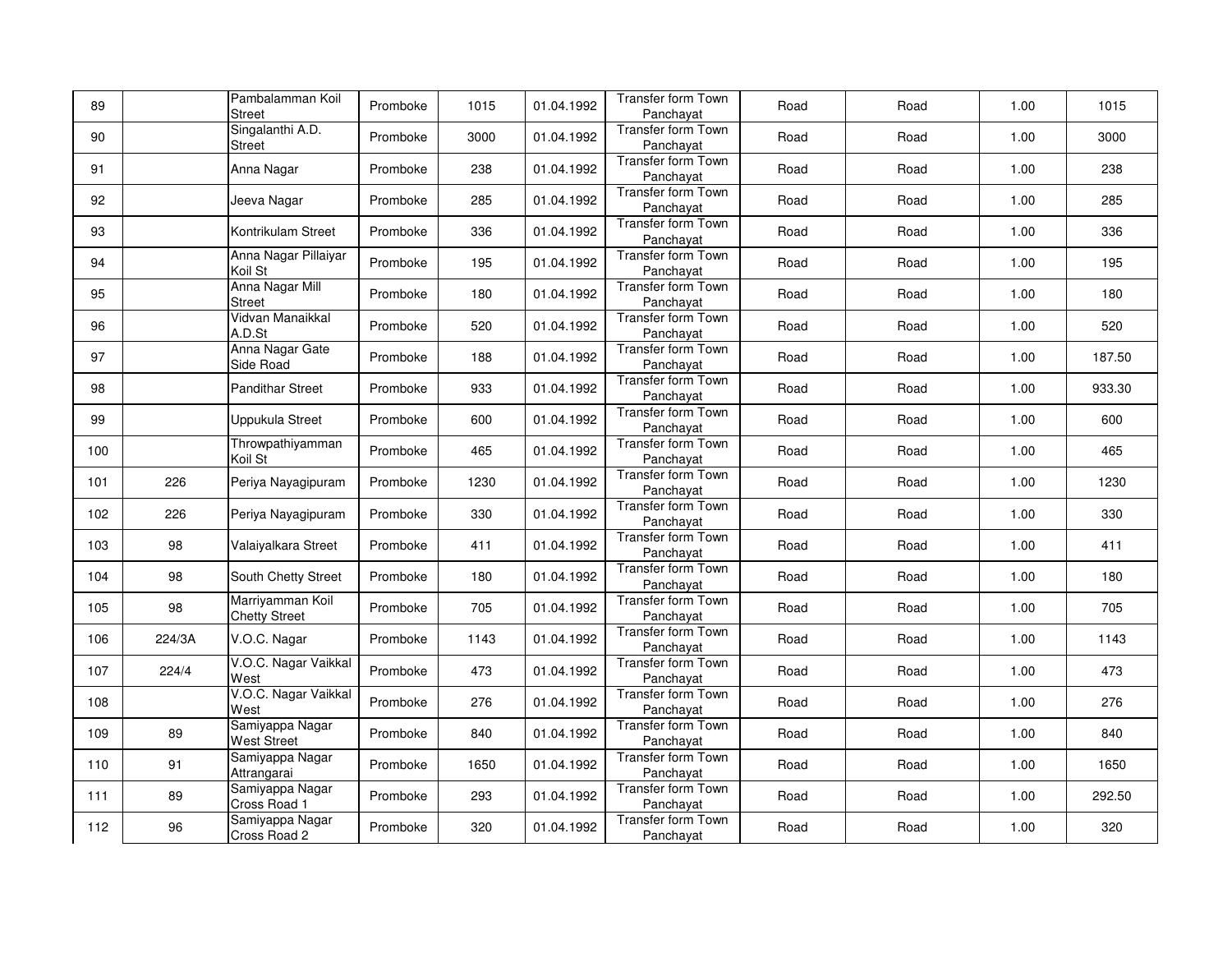| 89 | | Pambalamman Koil Street | Promboke | 1015 | 01.04.1992 | Transfer form Town Panchayat | Road | Road | 1.00 | 1015 |
|---|---|---|---|---|---|---|---|---|---|---|
| 90 | | Singalanthi A.D. Street | Promboke | 3000 | 01.04.1992 | Transfer form Town Panchayat | Road | Road | 1.00 | 3000 |
| 91 | | Anna Nagar | Promboke | 238 | 01.04.1992 | Transfer form Town Panchayat | Road | Road | 1.00 | 238 |
| 92 | | Jeeva Nagar | Promboke | 285 | 01.04.1992 | Transfer form Town Panchayat | Road | Road | 1.00 | 285 |
| 93 | | Kontrikulam Street | Promboke | 336 | 01.04.1992 | Transfer form Town Panchayat | Road | Road | 1.00 | 336 |
| 94 | | Anna Nagar Pillaiyar Koil St | Promboke | 195 | 01.04.1992 | Transfer form Town Panchayat | Road | Road | 1.00 | 195 |
| 95 | | Anna Nagar Mill Street | Promboke | 180 | 01.04.1992 | Transfer form Town Panchayat | Road | Road | 1.00 | 180 |
| 96 | | Vidvan Manaikkal A.D.St | Promboke | 520 | 01.04.1992 | Transfer form Town Panchayat | Road | Road | 1.00 | 520 |
| 97 | | Anna Nagar Gate Side Road | Promboke | 188 | 01.04.1992 | Transfer form Town Panchayat | Road | Road | 1.00 | 187.50 |
| 98 | | Pandithar Street | Promboke | 933 | 01.04.1992 | Transfer form Town Panchayat | Road | Road | 1.00 | 933.30 |
| 99 | | Uppukula Street | Promboke | 600 | 01.04.1992 | Transfer form Town Panchayat | Road | Road | 1.00 | 600 |
| 100 | | Throwpathiyamman Koil St | Promboke | 465 | 01.04.1992 | Transfer form Town Panchayat | Road | Road | 1.00 | 465 |
| 101 | 226 | Periya Nayagipuram | Promboke | 1230 | 01.04.1992 | Transfer form Town Panchayat | Road | Road | 1.00 | 1230 |
| 102 | 226 | Periya Nayagipuram | Promboke | 330 | 01.04.1992 | Transfer form Town Panchayat | Road | Road | 1.00 | 330 |
| 103 | 98 | Valaiyalkara Street | Promboke | 411 | 01.04.1992 | Transfer form Town Panchayat | Road | Road | 1.00 | 411 |
| 104 | 98 | South Chetty Street | Promboke | 180 | 01.04.1992 | Transfer form Town Panchayat | Road | Road | 1.00 | 180 |
| 105 | 98 | Marriyamman Koil Chetty Street | Promboke | 705 | 01.04.1992 | Transfer form Town Panchayat | Road | Road | 1.00 | 705 |
| 106 | 224/3A | V.O.C. Nagar | Promboke | 1143 | 01.04.1992 | Transfer form Town Panchayat | Road | Road | 1.00 | 1143 |
| 107 | 224/4 | V.O.C. Nagar Vaikkal West | Promboke | 473 | 01.04.1992 | Transfer form Town Panchayat | Road | Road | 1.00 | 473 |
| 108 | | V.O.C. Nagar Vaikkal West | Promboke | 276 | 01.04.1992 | Transfer form Town Panchayat | Road | Road | 1.00 | 276 |
| 109 | 89 | Samiyappa Nagar West Street | Promboke | 840 | 01.04.1992 | Transfer form Town Panchayat | Road | Road | 1.00 | 840 |
| 110 | 91 | Samiyappa Nagar Attrangarai | Promboke | 1650 | 01.04.1992 | Transfer form Town Panchayat | Road | Road | 1.00 | 1650 |
| 111 | 89 | Samiyappa Nagar Cross Road 1 | Promboke | 293 | 01.04.1992 | Transfer form Town Panchayat | Road | Road | 1.00 | 292.50 |
| 112 | 96 | Samiyappa Nagar Cross Road 2 | Promboke | 320 | 01.04.1992 | Transfer form Town Panchayat | Road | Road | 1.00 | 320 |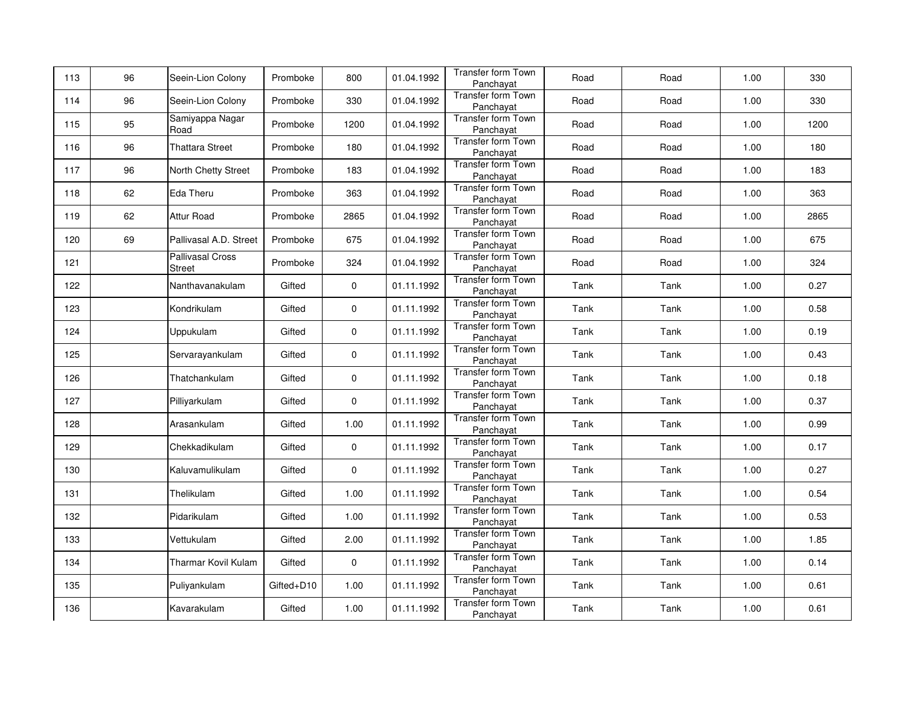| | | | | | | | | | | |
|---|---|---|---|---|---|---|---|---|---|---|
| 113 | 96 | Seein-Lion Colony | Promboke | 800 | 01.04.1992 | Transfer form Town Panchayat | Road | Road | 1.00 | 330 |
| 114 | 96 | Seein-Lion Colony | Promboke | 330 | 01.04.1992 | Transfer form Town Panchayat | Road | Road | 1.00 | 330 |
| 115 | 95 | Samiyappa Nagar Road | Promboke | 1200 | 01.04.1992 | Transfer form Town Panchayat | Road | Road | 1.00 | 1200 |
| 116 | 96 | Thattara Street | Promboke | 180 | 01.04.1992 | Transfer form Town Panchayat | Road | Road | 1.00 | 180 |
| 117 | 96 | North Chetty Street | Promboke | 183 | 01.04.1992 | Transfer form Town Panchayat | Road | Road | 1.00 | 183 |
| 118 | 62 | Eda Theru | Promboke | 363 | 01.04.1992 | Transfer form Town Panchayat | Road | Road | 1.00 | 363 |
| 119 | 62 | Attur Road | Promboke | 2865 | 01.04.1992 | Transfer form Town Panchayat | Road | Road | 1.00 | 2865 |
| 120 | 69 | Pallivasal A.D. Street | Promboke | 675 | 01.04.1992 | Transfer form Town Panchayat | Road | Road | 1.00 | 675 |
| 121 | | Pallivasal Cross Street | Promboke | 324 | 01.04.1992 | Transfer form Town Panchayat | Road | Road | 1.00 | 324 |
| 122 | | Nanthavanakulam | Gifted | 0 | 01.11.1992 | Transfer form Town Panchayat | Tank | Tank | 1.00 | 0.27 |
| 123 | | Kondrikulam | Gifted | 0 | 01.11.1992 | Transfer form Town Panchayat | Tank | Tank | 1.00 | 0.58 |
| 124 | | Uppukulam | Gifted | 0 | 01.11.1992 | Transfer form Town Panchayat | Tank | Tank | 1.00 | 0.19 |
| 125 | | Servarayankulam | Gifted | 0 | 01.11.1992 | Transfer form Town Panchayat | Tank | Tank | 1.00 | 0.43 |
| 126 | | Thatchankulam | Gifted | 0 | 01.11.1992 | Transfer form Town Panchayat | Tank | Tank | 1.00 | 0.18 |
| 127 | | Pilliyarkulam | Gifted | 0 | 01.11.1992 | Transfer form Town Panchayat | Tank | Tank | 1.00 | 0.37 |
| 128 | | Arasankulam | Gifted | 1.00 | 01.11.1992 | Transfer form Town Panchayat | Tank | Tank | 1.00 | 0.99 |
| 129 | | Chekkadikulam | Gifted | 0 | 01.11.1992 | Transfer form Town Panchayat | Tank | Tank | 1.00 | 0.17 |
| 130 | | Kaluvamulikulam | Gifted | 0 | 01.11.1992 | Transfer form Town Panchayat | Tank | Tank | 1.00 | 0.27 |
| 131 | | Thelikulam | Gifted | 1.00 | 01.11.1992 | Transfer form Town Panchayat | Tank | Tank | 1.00 | 0.54 |
| 132 | | Pidarikulam | Gifted | 1.00 | 01.11.1992 | Transfer form Town Panchayat | Tank | Tank | 1.00 | 0.53 |
| 133 | | Vettukulam | Gifted | 2.00 | 01.11.1992 | Transfer form Town Panchayat | Tank | Tank | 1.00 | 1.85 |
| 134 | | Tharmar Kovil Kulam | Gifted | 0 | 01.11.1992 | Transfer form Town Panchayat | Tank | Tank | 1.00 | 0.14 |
| 135 | | Puliyankulam | Gifted+D10 | 1.00 | 01.11.1992 | Transfer form Town Panchayat | Tank | Tank | 1.00 | 0.61 |
| 136 | | Kavarakulam | Gifted | 1.00 | 01.11.1992 | Transfer form Town Panchayat | Tank | Tank | 1.00 | 0.61 |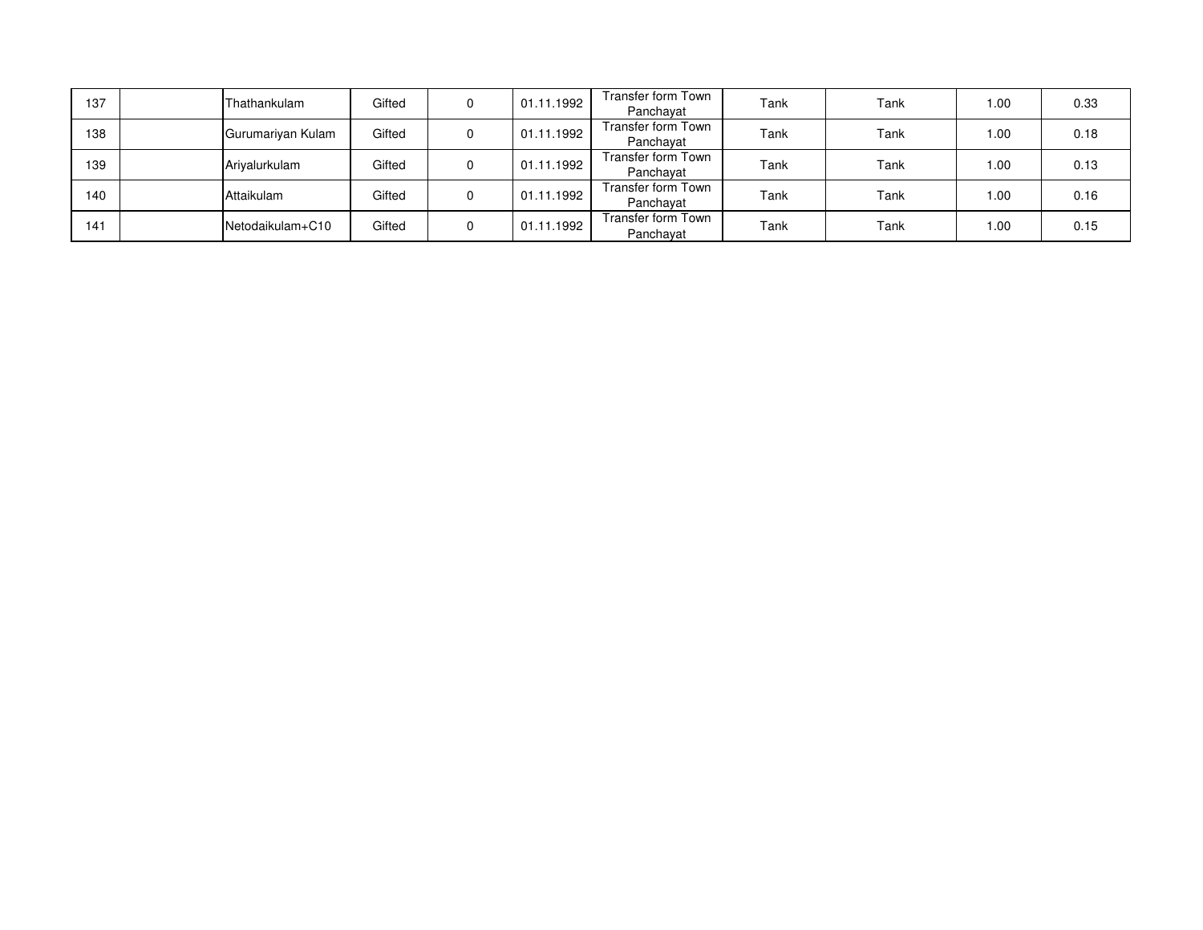| | | | | | | | | | | |
|---|---|---|---|---|---|---|---|---|---|---|
| 137 | | Thathankulam | Gifted | 0 | 01.11.1992 | Transfer form Town Panchayat | Tank | Tank | 1.00 | 0.33 |
| 138 | | Gurumariyan Kulam | Gifted | 0 | 01.11.1992 | Transfer form Town Panchayat | Tank | Tank | 1.00 | 0.18 |
| 139 | | Ariyalurkulam | Gifted | 0 | 01.11.1992 | Transfer form Town Panchayat | Tank | Tank | 1.00 | 0.13 |
| 140 | | Attaikulam | Gifted | 0 | 01.11.1992 | Transfer form Town Panchayat | Tank | Tank | 1.00 | 0.16 |
| 141 | | Netodaikulam+C10 | Gifted | 0 | 01.11.1992 | Transfer form Town Panchayat | Tank | Tank | 1.00 | 0.15 |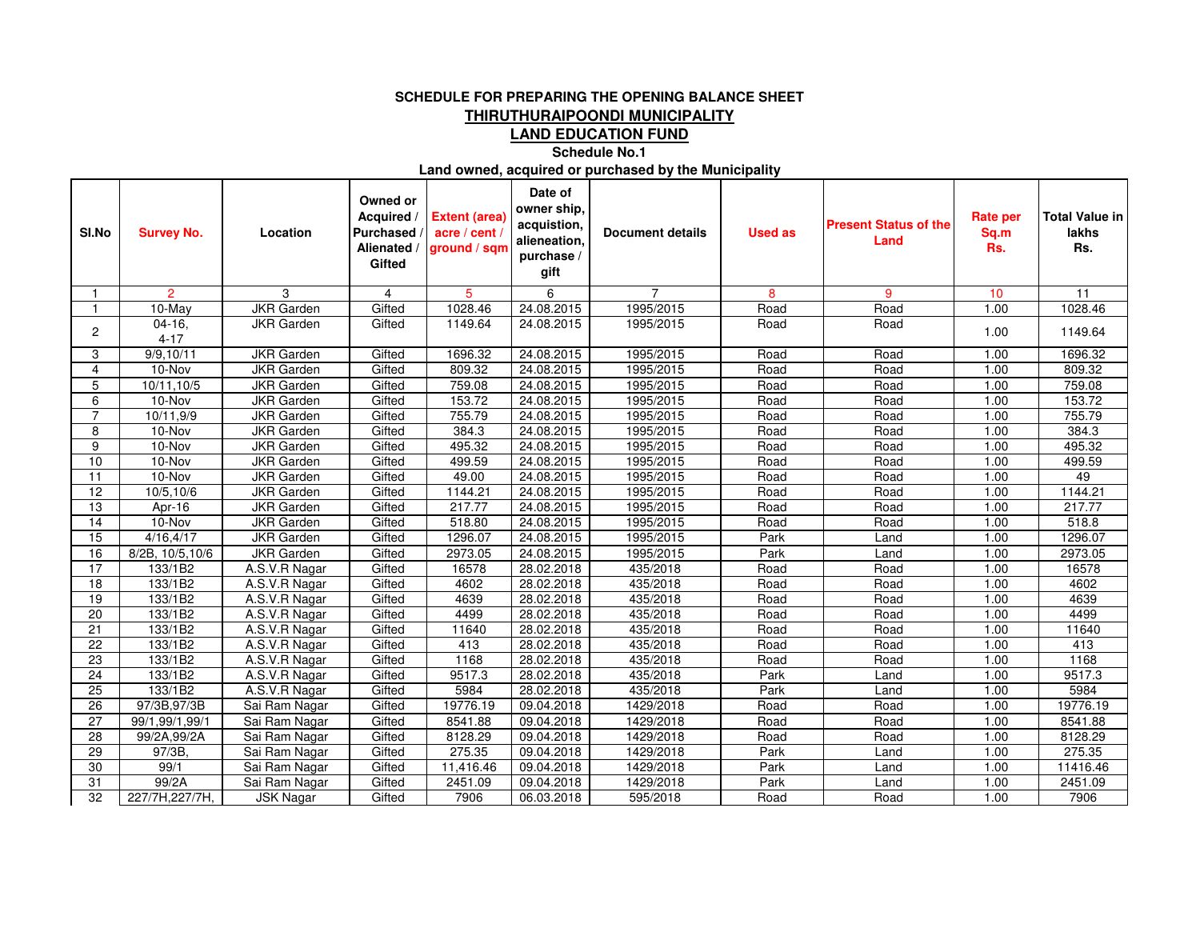**SCHEDULE FOR PREPARING THE OPENING BALANCE SHEET**

**THIRUTHURAIPOONDI MUNICIPALITY**

**LAND EDUCATION FUND**

**Schedule No.1**

**Land owned, acquired or purchased by the Municipality**

| Sl.No | Survey No. | Location | Owned or Acquired / Purchased / Alienated / Gifted | Extent (area) acre / cent / ground / sqm | Date of owner ship, acquistion, alieneation, purchase / gift | Document details | Used as | Present Status of the Land | Rate per Sq.m Rs. | Total Value in lakhs Rs. |
|---|---|---|---|---|---|---|---|---|---|---|
| 1 | 2 | 3 | 4 | 5 | 6 | 7 | 8 | 9 | 10 | 11 |
| 1 | 10-May | JKR Garden | Gifted | 1028.46 | 24.08.2015 | 1995/2015 | Road | Road | 1.00 | 1028.46 |
| 2 | 04-16, 4-17 | JKR Garden | Gifted | 1149.64 | 24.08.2015 | 1995/2015 | Road | Road | 1.00 | 1149.64 |
| 3 | 9/9,10/11 | JKR Garden | Gifted | 1696.32 | 24.08.2015 | 1995/2015 | Road | Road | 1.00 | 1696.32 |
| 4 | 10-Nov | JKR Garden | Gifted | 809.32 | 24.08.2015 | 1995/2015 | Road | Road | 1.00 | 809.32 |
| 5 | 10/11,10/5 | JKR Garden | Gifted | 759.08 | 24.08.2015 | 1995/2015 | Road | Road | 1.00 | 759.08 |
| 6 | 10-Nov | JKR Garden | Gifted | 153.72 | 24.08.2015 | 1995/2015 | Road | Road | 1.00 | 153.72 |
| 7 | 10/11,9/9 | JKR Garden | Gifted | 755.79 | 24.08.2015 | 1995/2015 | Road | Road | 1.00 | 755.79 |
| 8 | 10-Nov | JKR Garden | Gifted | 384.3 | 24.08.2015 | 1995/2015 | Road | Road | 1.00 | 384.3 |
| 9 | 10-Nov | JKR Garden | Gifted | 495.32 | 24.08.2015 | 1995/2015 | Road | Road | 1.00 | 495.32 |
| 10 | 10-Nov | JKR Garden | Gifted | 499.59 | 24.08.2015 | 1995/2015 | Road | Road | 1.00 | 499.59 |
| 11 | 10-Nov | JKR Garden | Gifted | 49.00 | 24.08.2015 | 1995/2015 | Road | Road | 1.00 | 49 |
| 12 | 10/5,10/6 | JKR Garden | Gifted | 1144.21 | 24.08.2015 | 1995/2015 | Road | Road | 1.00 | 1144.21 |
| 13 | Apr-16 | JKR Garden | Gifted | 217.77 | 24.08.2015 | 1995/2015 | Road | Road | 1.00 | 217.77 |
| 14 | 10-Nov | JKR Garden | Gifted | 518.80 | 24.08.2015 | 1995/2015 | Road | Road | 1.00 | 518.8 |
| 15 | 4/16,4/17 | JKR Garden | Gifted | 1296.07 | 24.08.2015 | 1995/2015 | Park | Land | 1.00 | 1296.07 |
| 16 | 8/2B, 10/5,10/6 | JKR Garden | Gifted | 2973.05 | 24.08.2015 | 1995/2015 | Park | Land | 1.00 | 2973.05 |
| 17 | 133/1B2 | A.S.V.R Nagar | Gifted | 16578 | 28.02.2018 | 435/2018 | Road | Road | 1.00 | 16578 |
| 18 | 133/1B2 | A.S.V.R Nagar | Gifted | 4602 | 28.02.2018 | 435/2018 | Road | Road | 1.00 | 4602 |
| 19 | 133/1B2 | A.S.V.R Nagar | Gifted | 4639 | 28.02.2018 | 435/2018 | Road | Road | 1.00 | 4639 |
| 20 | 133/1B2 | A.S.V.R Nagar | Gifted | 4499 | 28.02.2018 | 435/2018 | Road | Road | 1.00 | 4499 |
| 21 | 133/1B2 | A.S.V.R Nagar | Gifted | 11640 | 28.02.2018 | 435/2018 | Road | Road | 1.00 | 11640 |
| 22 | 133/1B2 | A.S.V.R Nagar | Gifted | 413 | 28.02.2018 | 435/2018 | Road | Road | 1.00 | 413 |
| 23 | 133/1B2 | A.S.V.R Nagar | Gifted | 1168 | 28.02.2018 | 435/2018 | Road | Road | 1.00 | 1168 |
| 24 | 133/1B2 | A.S.V.R Nagar | Gifted | 9517.3 | 28.02.2018 | 435/2018 | Park | Land | 1.00 | 9517.3 |
| 25 | 133/1B2 | A.S.V.R Nagar | Gifted | 5984 | 28.02.2018 | 435/2018 | Park | Land | 1.00 | 5984 |
| 26 | 97/3B,97/3B | Sai Ram Nagar | Gifted | 19776.19 | 09.04.2018 | 1429/2018 | Road | Road | 1.00 | 19776.19 |
| 27 | 99/1,99/1,99/1 | Sai Ram Nagar | Gifted | 8541.88 | 09.04.2018 | 1429/2018 | Road | Road | 1.00 | 8541.88 |
| 28 | 99/2A,99/2A | Sai Ram Nagar | Gifted | 8128.29 | 09.04.2018 | 1429/2018 | Road | Road | 1.00 | 8128.29 |
| 29 | 97/3B, | Sai Ram Nagar | Gifted | 275.35 | 09.04.2018 | 1429/2018 | Park | Land | 1.00 | 275.35 |
| 30 | 99/1 | Sai Ram Nagar | Gifted | 11,416.46 | 09.04.2018 | 1429/2018 | Park | Land | 1.00 | 11416.46 |
| 31 | 99/2A | Sai Ram Nagar | Gifted | 2451.09 | 09.04.2018 | 1429/2018 | Park | Land | 1.00 | 2451.09 |
| 32 | 227/7H,227/7H, | JSK Nagar | Gifted | 7906 | 06.03.2018 | 595/2018 | Road | Road | 1.00 | 7906 |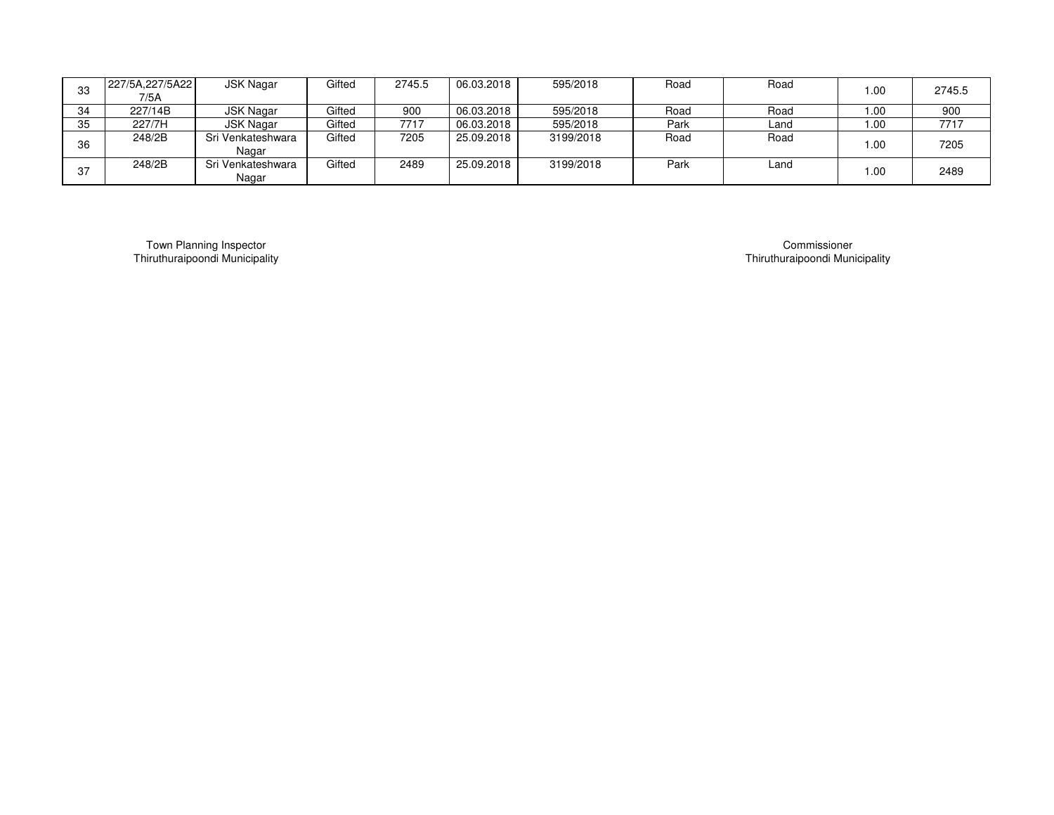| 33 | 227/5A,227/5A227/5A | JSK Nagar | Gifted | 2745.5 | 06.03.2018 | 595/2018 | Road | Road | 1.00 | 2745.5 |
|---|---|---|---|---|---|---|---|---|---|---|
| 34 | 227/14B | JSK Nagar | Gifted | 900 | 06.03.2018 | 595/2018 | Road | Road | 1.00 | 900 |
| 35 | 227/7H | JSK Nagar | Gifted | 7717 | 06.03.2018 | 595/2018 | Park | Land | 1.00 | 7717 |
| 36 | 248/2B | Sri Venkateshwara Nagar | Gifted | 7205 | 25.09.2018 | 3199/2018 | Road | Road | 1.00 | 7205 |
| 37 | 248/2B | Sri Venkateshwara Nagar | Gifted | 2489 | 25.09.2018 | 3199/2018 | Park | Land | 1.00 | 2489 |

Town Planning Inspector
Thiruthuraipoondi Municipality

Commissioner
Thiruthuraipoondi Municipality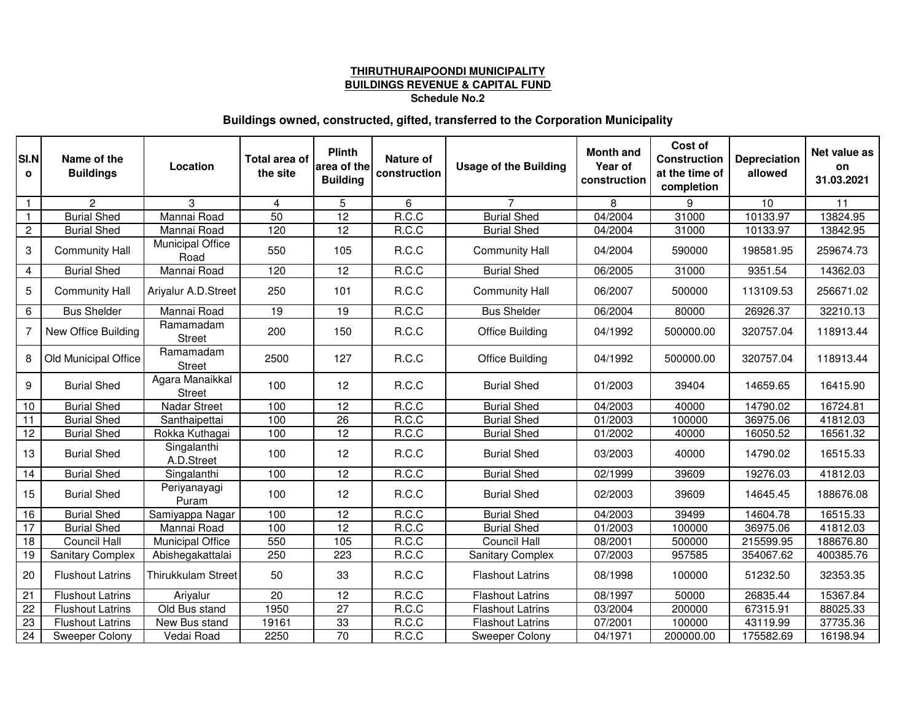**THIRUTHURAIPOONDI MUNICIPALITY**
**BUILDINGS REVENUE & CAPITAL FUND**
**Schedule No.2**

## Buildings owned, constructed, gifted, transferred to the Corporation Municipality

| Sl.No | Name of the Buildings | Location | Total area of the site | Plinth area of the Building | Nature of construction | Usage of the Building | Month and Year of construction | Cost of Construction at the time of completion | Depreciation allowed | Net value as on 31.03.2021 |
|---|---|---|---|---|---|---|---|---|---|---|
| 1 | 2 | 3 | 4 | 5 | 6 | 7 | 8 | 9 | 10 | 11 |
| 1 | Burial Shed | Mannai Road | 50 | 12 | R.C.C | Burial Shed | 04/2004 | 31000 | 10133.97 | 13824.95 |
| 2 | Burial Shed | Mannai Road | 120 | 12 | R.C.C | Burial Shed | 04/2004 | 31000 | 10133.97 | 13842.95 |
| 3 | Community Hall | Municipal Office Road | 550 | 105 | R.C.C | Community Hall | 04/2004 | 590000 | 198581.95 | 259674.73 |
| 4 | Burial Shed | Mannai Road | 120 | 12 | R.C.C | Burial Shed | 06/2005 | 31000 | 9351.54 | 14362.03 |
| 5 | Community Hall | Ariyalur A.D.Street | 250 | 101 | R.C.C | Community Hall | 06/2007 | 500000 | 113109.53 | 256671.02 |
| 6 | Bus Shelder | Mannai Road | 19 | 19 | R.C.C | Bus Shelder | 06/2004 | 80000 | 26926.37 | 32210.13 |
| 7 | New Office Building | Ramamadam Street | 200 | 150 | R.C.C | Office Building | 04/1992 | 500000.00 | 320757.04 | 118913.44 |
| 8 | Old Municipal Office | Ramamadam Street | 2500 | 127 | R.C.C | Office Building | 04/1992 | 500000.00 | 320757.04 | 118913.44 |
| 9 | Burial Shed | Agara Manaikkal Street | 100 | 12 | R.C.C | Burial Shed | 01/2003 | 39404 | 14659.65 | 16415.90 |
| 10 | Burial Shed | Nadar Street | 100 | 12 | R.C.C | Burial Shed | 04/2003 | 40000 | 14790.02 | 16724.81 |
| 11 | Burial Shed | Santhaipettai | 100 | 26 | R.C.C | Burial Shed | 01/2003 | 100000 | 36975.06 | 41812.03 |
| 12 | Burial Shed | Rokka Kuthagai | 100 | 12 | R.C.C | Burial Shed | 01/2002 | 40000 | 16050.52 | 16561.32 |
| 13 | Burial Shed | Singalanthi A.D.Street | 100 | 12 | R.C.C | Burial Shed | 03/2003 | 40000 | 14790.02 | 16515.33 |
| 14 | Burial Shed | Singalanthi | 100 | 12 | R.C.C | Burial Shed | 02/1999 | 39609 | 19276.03 | 41812.03 |
| 15 | Burial Shed | Periyanayagi Puram | 100 | 12 | R.C.C | Burial Shed | 02/2003 | 39609 | 14645.45 | 188676.08 |
| 16 | Burial Shed | Samiyappa Nagar | 100 | 12 | R.C.C | Burial Shed | 04/2003 | 39499 | 14604.78 | 16515.33 |
| 17 | Burial Shed | Mannai Road | 100 | 12 | R.C.C | Burial Shed | 01/2003 | 100000 | 36975.06 | 41812.03 |
| 18 | Council Hall | Municipal Office | 550 | 105 | R.C.C | Council Hall | 08/2001 | 500000 | 215599.95 | 188676.80 |
| 19 | Sanitary Complex | Abishegakattalai | 250 | 223 | R.C.C | Sanitary Complex | 07/2003 | 957585 | 354067.62 | 400385.76 |
| 20 | Flushout Latrins | Thirukkulam Street | 50 | 33 | R.C.C | Flashout Latrins | 08/1998 | 100000 | 51232.50 | 32353.35 |
| 21 | Flushout Latrins | Ariyalur | 20 | 12 | R.C.C | Flashout Latrins | 08/1997 | 50000 | 26835.44 | 15367.84 |
| 22 | Flushout Latrins | Old Bus stand | 1950 | 27 | R.C.C | Flashout Latrins | 03/2004 | 200000 | 67315.91 | 88025.33 |
| 23 | Flushout Latrins | New Bus stand | 19161 | 33 | R.C.C | Flashout Latrins | 07/2001 | 100000 | 43119.99 | 37735.36 |
| 24 | Sweeper Colony | Vedai Road | 2250 | 70 | R.C.C | Sweeper Colony | 04/1971 | 200000.00 | 175582.69 | 16198.94 |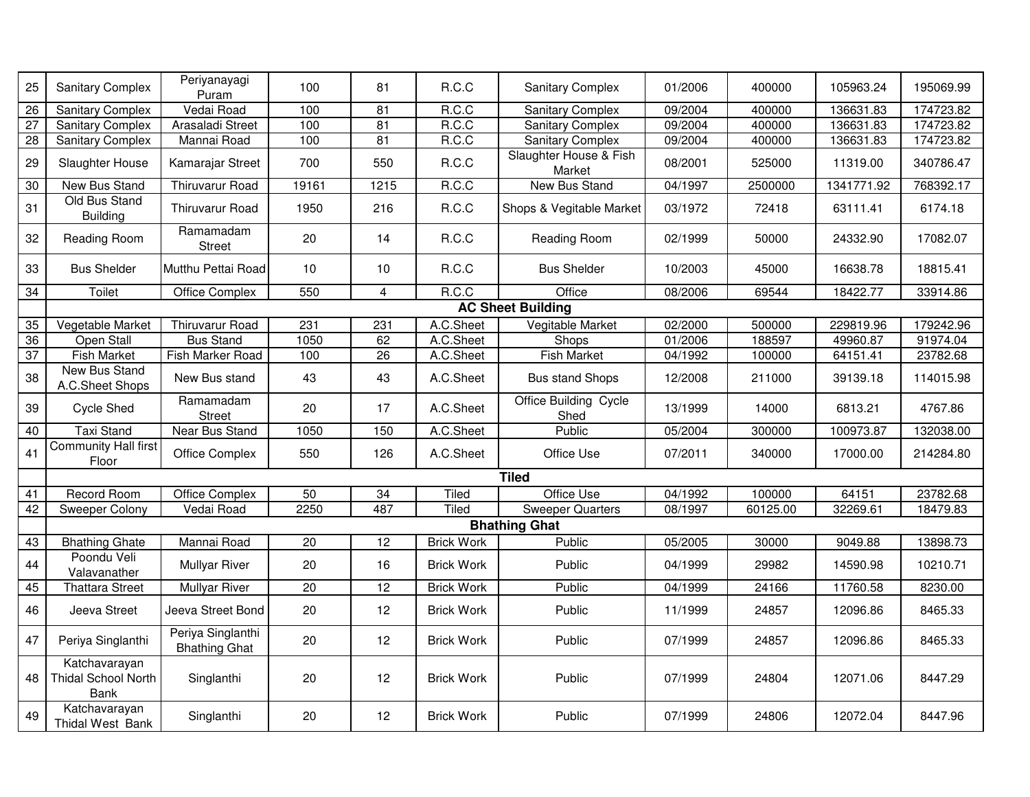| 25 | Sanitary Complex | Periyanayagi Puram | 100 | 81 | R.C.C | Sanitary Complex | 01/2006 | 400000 | 105963.24 | 195069.99 |
|---|---|---|---|---|---|---|---|---|---|---|
| 26 | Sanitary Complex | Vedai Road | 100 | 81 | R.C.C | Sanitary Complex | 09/2004 | 400000 | 136631.83 | 174723.82 |
| 27 | Sanitary Complex | Arasaladi Street | 100 | 81 | R.C.C | Sanitary Complex | 09/2004 | 400000 | 136631.83 | 174723.82 |
| 28 | Sanitary Complex | Mannai Road | 100 | 81 | R.C.C | Sanitary Complex | 09/2004 | 400000 | 136631.83 | 174723.82 |
| 29 | Slaughter House | Kamarajar Street | 700 | 550 | R.C.C | Slaughter House & Fish Market | 08/2001 | 525000 | 11319.00 | 340786.47 |
| 30 | New Bus Stand | Thiruvarur Road | 19161 | 1215 | R.C.C | New Bus Stand | 04/1997 | 2500000 | 1341771.92 | 768392.17 |
| 31 | Old Bus Stand Building | Thiruvarur Road | 1950 | 216 | R.C.C | Shops & Vegitable Market | 03/1972 | 72418 | 63111.41 | 6174.18 |
| 32 | Reading Room | Ramamadam Street | 20 | 14 | R.C.C | Reading Room | 02/1999 | 50000 | 24332.90 | 17082.07 |
| 33 | Bus Shelder | Mutthu Pettai Road | 10 | 10 | R.C.C | Bus Shelder | 10/2003 | 45000 | 16638.78 | 18815.41 |
| 34 | Toilet | Office Complex | 550 | 4 | R.C.C | Office | 08/2006 | 69544 | 18422.77 | 33914.86 |
| | **AC Sheet Building** | | | | | | | | | |
| 35 | Vegetable Market | Thiruvarur Road | 231 | 231 | A.C.Sheet | Vegitable Market | 02/2000 | 500000 | 229819.96 | 179242.96 |
| 36 | Open Stall | Bus Stand | 1050 | 62 | A.C.Sheet | Shops | 01/2006 | 188597 | 49960.87 | 91974.04 |
| 37 | Fish Market | Fish Marker Road | 100 | 26 | A.C.Sheet | Fish Market | 04/1992 | 100000 | 64151.41 | 23782.68 |
| 38 | New Bus Stand A.C.Sheet Shops | New Bus stand | 43 | 43 | A.C.Sheet | Bus stand Shops | 12/2008 | 211000 | 39139.18 | 114015.98 |
| 39 | Cycle Shed | Ramamadam Street | 20 | 17 | A.C.Sheet | Office Building Cycle Shed | 13/1999 | 14000 | 6813.21 | 4767.86 |
| 40 | Taxi Stand | Near Bus Stand | 1050 | 150 | A.C.Sheet | Public | 05/2004 | 300000 | 100973.87 | 132038.00 |
| 41 | Community Hall first Floor | Office Complex | 550 | 126 | A.C.Sheet | Office Use | 07/2011 | 340000 | 17000.00 | 214284.80 |
| | **Tiled** | | | | | | | | | |
| 41 | Record Room | Office Complex | 50 | 34 | Tiled | Office Use | 04/1992 | 100000 | 64151 | 23782.68 |
| 42 | Sweeper Colony | Vedai Road | 2250 | 487 | Tiled | Sweeper Quarters | 08/1997 | 60125.00 | 32269.61 | 18479.83 |
| | **Bhathing Ghat** | | | | | | | | | |
| 43 | Bhathing Ghate | Mannai Road | 20 | 12 | Brick Work | Public | 05/2005 | 30000 | 9049.88 | 13898.73 |
| 44 | Poondu Veli Valavanather | Mullyar River | 20 | 16 | Brick Work | Public | 04/1999 | 29982 | 14590.98 | 10210.71 |
| 45 | Thattara Street | Mullyar River | 20 | 12 | Brick Work | Public | 04/1999 | 24166 | 11760.58 | 8230.00 |
| 46 | Jeeva Street | Jeeva Street Bond | 20 | 12 | Brick Work | Public | 11/1999 | 24857 | 12096.86 | 8465.33 |
| 47 | Periya Singlanthi | Periya Singlanthi Bhathing Ghat | 20 | 12 | Brick Work | Public | 07/1999 | 24857 | 12096.86 | 8465.33 |
| 48 | Katchavarayan Thidal School North Bank | Singlanthi | 20 | 12 | Brick Work | Public | 07/1999 | 24804 | 12071.06 | 8447.29 |
| 49 | Katchavarayan Thidal West Bank | Singlanthi | 20 | 12 | Brick Work | Public | 07/1999 | 24806 | 12072.04 | 8447.96 |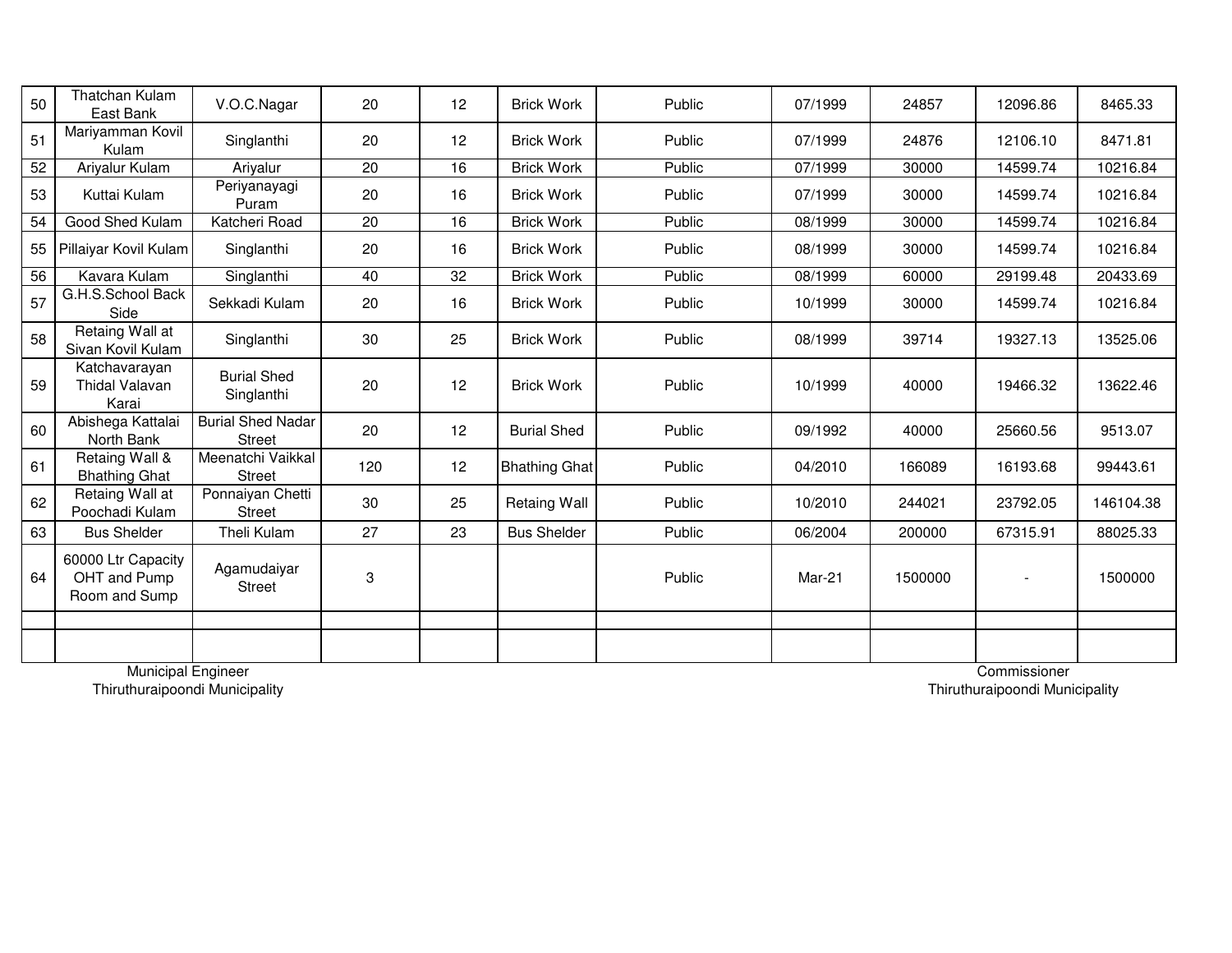|  |  |  |  |  |  |  |  |  |  |  |
|---|---|---|---|---|---|---|---|---|---|---|
| 50 | Thatchan Kulam East Bank | V.O.C.Nagar | 20 | 12 | Brick Work | Public | 07/1999 | 24857 | 12096.86 | 8465.33 |
| 51 | Mariyamman Kovil Kulam | Singlanthi | 20 | 12 | Brick Work | Public | 07/1999 | 24876 | 12106.10 | 8471.81 |
| 52 | Ariyalur Kulam | Ariyalur | 20 | 16 | Brick Work | Public | 07/1999 | 30000 | 14599.74 | 10216.84 |
| 53 | Kuttai Kulam | Periyanayagi Puram | 20 | 16 | Brick Work | Public | 07/1999 | 30000 | 14599.74 | 10216.84 |
| 54 | Good Shed Kulam | Katcheri Road | 20 | 16 | Brick Work | Public | 08/1999 | 30000 | 14599.74 | 10216.84 |
| 55 | Pillaiyar Kovil Kulam | Singlanthi | 20 | 16 | Brick Work | Public | 08/1999 | 30000 | 14599.74 | 10216.84 |
| 56 | Kavara Kulam | Singlanthi | 40 | 32 | Brick Work | Public | 08/1999 | 60000 | 29199.48 | 20433.69 |
| 57 | G.H.S.School Back Side | Sekkadi Kulam | 20 | 16 | Brick Work | Public | 10/1999 | 30000 | 14599.74 | 10216.84 |
| 58 | Retaing Wall at Sivan Kovil Kulam | Singlanthi | 30 | 25 | Brick Work | Public | 08/1999 | 39714 | 19327.13 | 13525.06 |
| 59 | Katchavarayan Thidal Valavan Karai | Burial Shed Singlanthi | 20 | 12 | Brick Work | Public | 10/1999 | 40000 | 19466.32 | 13622.46 |
| 60 | Abishega Kattalai North Bank | Burial Shed Nadar Street | 20 | 12 | Burial Shed | Public | 09/1992 | 40000 | 25660.56 | 9513.07 |
| 61 | Retaing Wall & Bhathing Ghat | Meenatchi Vaikkal Street | 120 | 12 | Bhathing Ghat | Public | 04/2010 | 166089 | 16193.68 | 99443.61 |
| 62 | Retaing Wall at Poochadi Kulam | Ponnaiyan Chetti Street | 30 | 25 | Retaing Wall | Public | 10/2010 | 244021 | 23792.05 | 146104.38 |
| 63 | Bus Shelder | Theli Kulam | 27 | 23 | Bus Shelder | Public | 06/2004 | 200000 | 67315.91 | 88025.33 |
| 64 | 60000 Ltr Capacity OHT and Pump Room and Sump | Agamudaiyar Street | 3 |  |  | Public | Mar-21 | 1500000 | - | 1500000 |
|  |  |  |  |  |  |  |  |  |  |  |
|  |  |  |  |  |  |  |  |  |  |  |

Municipal Engineer
Thiruthuraipoondi Municipality

Commissioner
Thiruthuraipoondi Municipality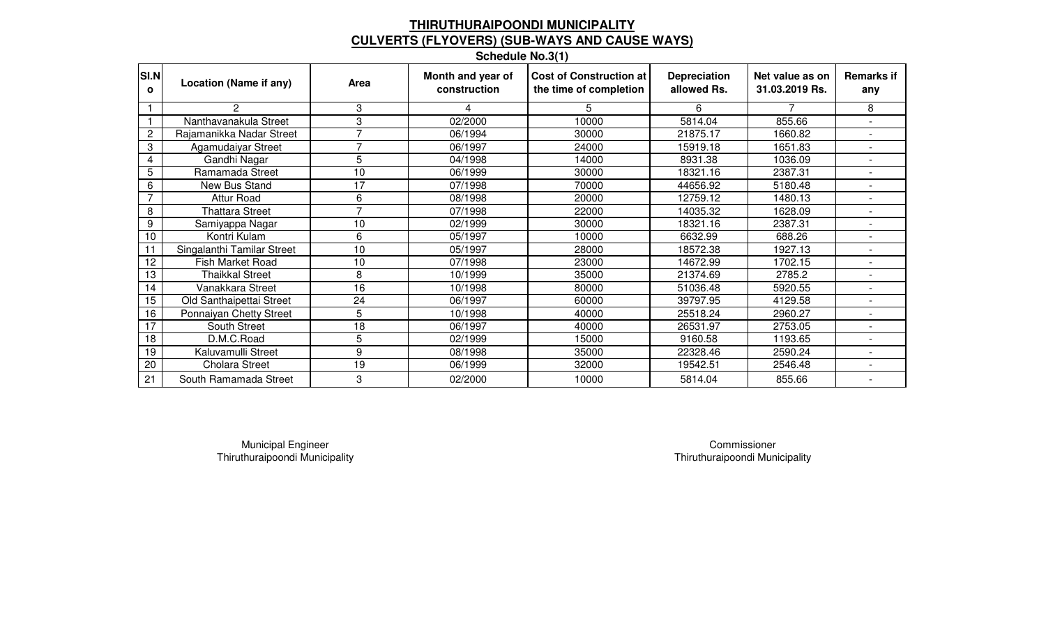# THIRUTHURAIPOONDI MUNICIPALITY

## CULVERTS (FLYOVERS) (SUB-WAYS AND CAUSE WAYS)

### Schedule No.3(1)

| Sl.No | Location (Name if any) | Area | Month and year of construction | Cost of Construction at the time of completion | Depreciation allowed Rs. | Net value as on 31.03.2019 Rs. | Remarks if any |
|---|---|---|---|---|---|---|---|
| 1 | 2 | 3 | 4 | 5 | 6 | 7 | 8 |
| 1 | Nanthavanakula Street | 3 | 02/2000 | 10000 | 5814.04 | 855.66 | - |
| 2 | Rajamanikka Nadar Street | 7 | 06/1994 | 30000 | 21875.17 | 1660.82 | - |
| 3 | Agamudaiyar Street | 7 | 06/1997 | 24000 | 15919.18 | 1651.83 | - |
| 4 | Gandhi Nagar | 5 | 04/1998 | 14000 | 8931.38 | 1036.09 | - |
| 5 | Ramamada Street | 10 | 06/1999 | 30000 | 18321.16 | 2387.31 | - |
| 6 | New Bus Stand | 17 | 07/1998 | 70000 | 44656.92 | 5180.48 | - |
| 7 | Attur Road | 6 | 08/1998 | 20000 | 12759.12 | 1480.13 | - |
| 8 | Thattara Street | 7 | 07/1998 | 22000 | 14035.32 | 1628.09 | - |
| 9 | Samiyappa Nagar | 10 | 02/1999 | 30000 | 18321.16 | 2387.31 | - |
| 10 | Kontri Kulam | 6 | 05/1997 | 10000 | 6632.99 | 688.26 | - |
| 11 | Singalanthi Tamilar Street | 10 | 05/1997 | 28000 | 18572.38 | 1927.13 | - |
| 12 | Fish Market Road | 10 | 07/1998 | 23000 | 14672.99 | 1702.15 | - |
| 13 | Thaikkal Street | 8 | 10/1999 | 35000 | 21374.69 | 2785.2 | - |
| 14 | Vanakkara Street | 16 | 10/1998 | 80000 | 51036.48 | 5920.55 | - |
| 15 | Old Santhaipettai Street | 24 | 06/1997 | 60000 | 39797.95 | 4129.58 | - |
| 16 | Ponnaiyan Chetty Street | 5 | 10/1998 | 40000 | 25518.24 | 2960.27 | - |
| 17 | South Street | 18 | 06/1997 | 40000 | 26531.97 | 2753.05 | - |
| 18 | D.M.C.Road | 5 | 02/1999 | 15000 | 9160.58 | 1193.65 | - |
| 19 | Kaluvamulli Street | 9 | 08/1998 | 35000 | 22328.46 | 2590.24 | - |
| 20 | Cholara Street | 19 | 06/1999 | 32000 | 19542.51 | 2546.48 | - |
| 21 | South Ramamada Street | 3 | 02/2000 | 10000 | 5814.04 | 855.66 | - |

Municipal Engineer
Thiruthuraipoondi Municipality

Commissioner
Thiruthuraipoondi Municipality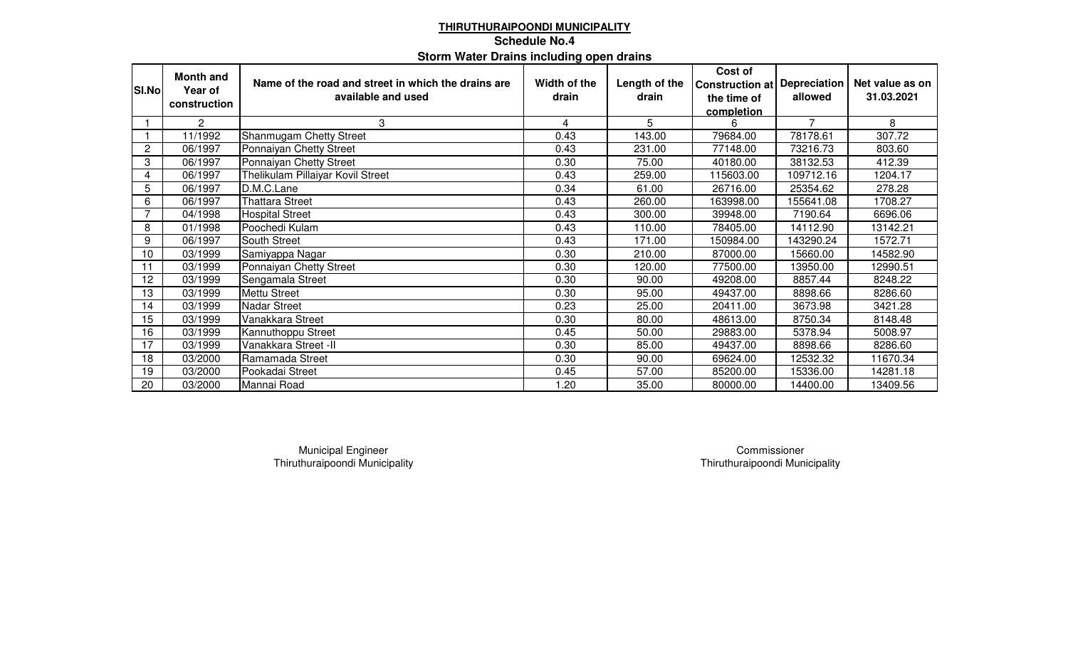## THIRUTHURAIPOONDI MUNICIPALITY

### Schedule No.4

### Storm Water Drains including open drains

| Sl.No | Month and Year of construction | Name of the road and street in which the drains are available and used | Width of the drain | Length of the drain | Cost of Construction at the time of completion | Depreciation allowed | Net value as on 31.03.2021 |
|---|---|---|---|---|---|---|---|
| 1 | 2 | 3 | 4 | 5 | 6 | 7 | 8 |
| 1 | 11/1992 | Shanmugam Chetty Street | 0.43 | 143.00 | 79684.00 | 78178.61 | 307.72 |
| 2 | 06/1997 | Ponnaiyan Chetty Street | 0.43 | 231.00 | 77148.00 | 73216.73 | 803.60 |
| 3 | 06/1997 | Ponnaiyan Chetty Street | 0.30 | 75.00 | 40180.00 | 38132.53 | 412.39 |
| 4 | 06/1997 | Thelikulam Pillaiyar Kovil Street | 0.43 | 259.00 | 115603.00 | 109712.16 | 1204.17 |
| 5 | 06/1997 | D.M.C.Lane | 0.34 | 61.00 | 26716.00 | 25354.62 | 278.28 |
| 6 | 06/1997 | Thattara Street | 0.43 | 260.00 | 163998.00 | 155641.08 | 1708.27 |
| 7 | 04/1998 | Hospital Street | 0.43 | 300.00 | 39948.00 | 7190.64 | 6696.06 |
| 8 | 01/1998 | Poochedi Kulam | 0.43 | 110.00 | 78405.00 | 14112.90 | 13142.21 |
| 9 | 06/1997 | South Street | 0.43 | 171.00 | 150984.00 | 143290.24 | 1572.71 |
| 10 | 03/1999 | Samiyappa Nagar | 0.30 | 210.00 | 87000.00 | 15660.00 | 14582.90 |
| 11 | 03/1999 | Ponnaiyan Chetty Street | 0.30 | 120.00 | 77500.00 | 13950.00 | 12990.51 |
| 12 | 03/1999 | Sengamala Street | 0.30 | 90.00 | 49208.00 | 8857.44 | 8248.22 |
| 13 | 03/1999 | Mettu Street | 0.30 | 95.00 | 49437.00 | 8898.66 | 8286.60 |
| 14 | 03/1999 | Nadar Street | 0.23 | 25.00 | 20411.00 | 3673.98 | 3421.28 |
| 15 | 03/1999 | Vanakkara Street | 0.30 | 80.00 | 48613.00 | 8750.34 | 8148.48 |
| 16 | 03/1999 | Kannuthoppu Street | 0.45 | 50.00 | 29883.00 | 5378.94 | 5008.97 |
| 17 | 03/1999 | Vanakkara Street -II | 0.30 | 85.00 | 49437.00 | 8898.66 | 8286.60 |
| 18 | 03/2000 | Ramamada Street | 0.30 | 90.00 | 69624.00 | 12532.32 | 11670.34 |
| 19 | 03/2000 | Pookadai Street | 0.45 | 57.00 | 85200.00 | 15336.00 | 14281.18 |
| 20 | 03/2000 | Mannai Road | 1.20 | 35.00 | 80000.00 | 14400.00 | 13409.56 |

Municipal Engineer
Thiruthuraipoondi Municipality

Commissioner
Thiruthuraipoondi Municipality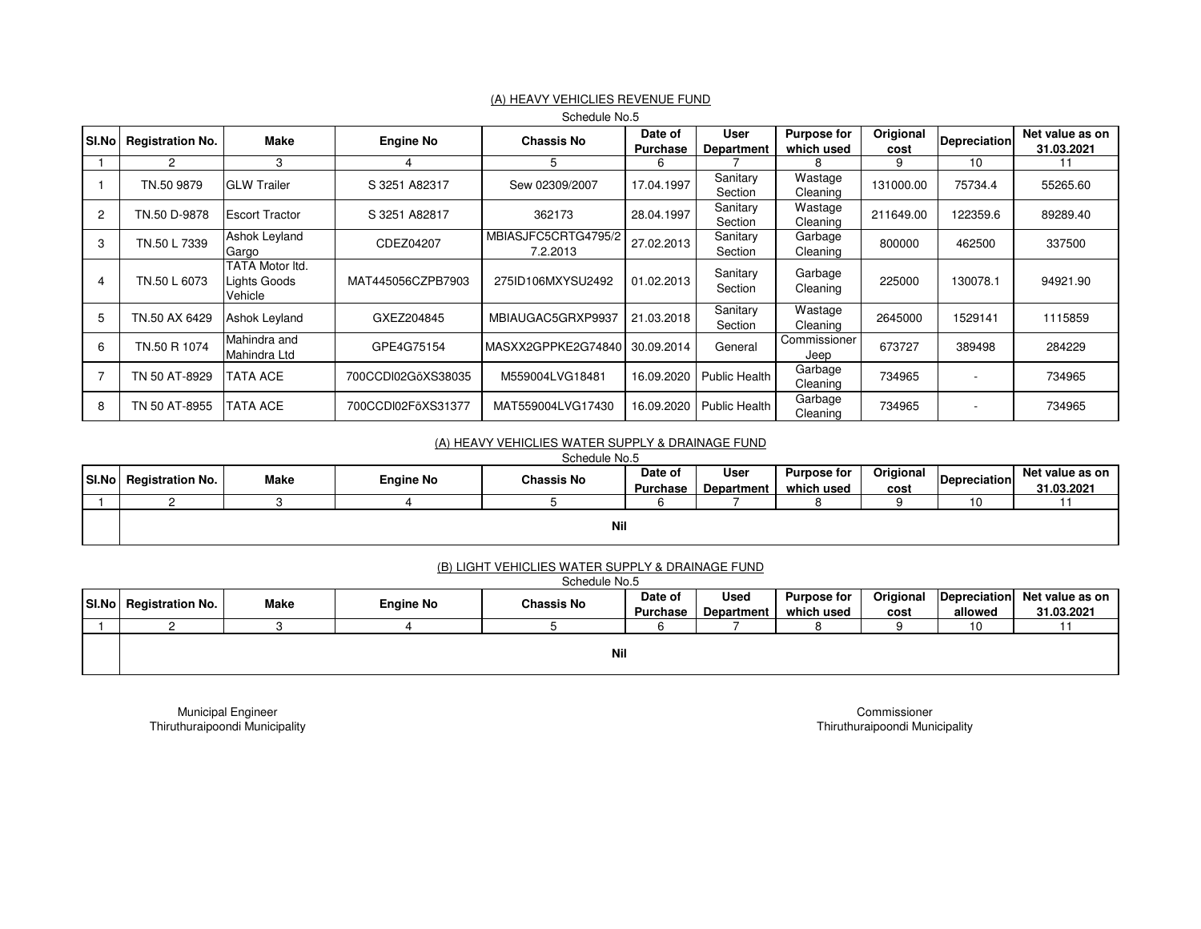## (A) HEAVY VEHICLIES REVENUE FUND

Schedule No.5

| Sl.No | Registration No. | Make | Engine No | Chassis No | Date of Purchase | User Department | Purpose for which used | Origional cost | Depreciation | Net value as on 31.03.2021 |
|---|---|---|---|---|---|---|---|---|---|---|
| 1 | 2 | 3 | 4 | 5 | 6 | 7 | 8 | 9 | 10 | 11 |
| 1 | TN.50 9879 | GLW Trailer | S 3251 A82317 | Sew 02309/2007 | 17.04.1997 | Sanitary Section | Wastage Cleaning | 131000.00 | 75734.4 | 55265.60 |
| 2 | TN.50 D-9878 | Escort Tractor | S 3251 A82817 | 362173 | 28.04.1997 | Sanitary Section | Wastage Cleaning | 211649.00 | 122359.6 | 89289.40 |
| 3 | TN.50 L 7339 | Ashok Leyland Gargo | CDEZ04207 | MBIASJFC5CRTG4795/2 7.2.2013 | 27.02.2013 | Sanitary Section | Garbage Cleaning | 800000 | 462500 | 337500 |
| 4 | TN.50 L 6073 | TATA Motor ltd. Lights Goods Vehicle | MAT445056CZPB7903 | 275ID106MXYSU2492 | 01.02.2013 | Sanitary Section | Garbage Cleaning | 225000 | 130078.1 | 94921.90 |
| 5 | TN.50 AX 6429 | Ashok Leyland | GXEZ204845 | MBIAUGAC5GRXP9937 | 21.03.2018 | Sanitary Section | Wastage Cleaning | 2645000 | 1529141 | 1115859 |
| 6 | TN.50 R 1074 | Mahindra and Mahindra Ltd | GPE4G75154 | MASXX2GPPKE2G74840 | 30.09.2014 | General | Commissioner Jeep | 673727 | 389498 | 284229 |
| 7 | TN 50 AT-8929 | TATA ACE | 700CCDI02GõXS38035 | M559004LVG18481 | 16.09.2020 | Public Health | Garbage Cleaning | 734965 | - | 734965 |
| 8 | TN 50 AT-8955 | TATA ACE | 700CCDI02FõXS31377 | MAT559004LVG17430 | 16.09.2020 | Public Health | Garbage Cleaning | 734965 | - | 734965 |

## (A) HEAVY VEHICLIES WATER SUPPLY & DRAINAGE FUND

Schedule No.5

| Sl.No | Registration No. | Make | Engine No | Chassis No | Date of Purchase | User Department | Purpose for which used | Origional cost | Depreciation | Net value as on 31.03.2021 |
|---|---|---|---|---|---|---|---|---|---|---|
| 1 | 2 | 3 | 4 | 5 | 6 | 7 | 8 | 9 | 10 | 11 |
| | Nil | | | | | | | | | |

## (B) LIGHT VEHICLIES WATER SUPPLY & DRAINAGE FUND

Schedule No.5

| Sl.No | Registration No. | Make | Engine No | Chassis No | Date of Purchase | Used Department | Purpose for which used | Origional cost | Depreciation allowed | Net value as on 31.03.2021 |
|---|---|---|---|---|---|---|---|---|---|---|
| 1 | 2 | 3 | 4 | 5 | 6 | 7 | 8 | 9 | 10 | 11 |
| | Nil | | | | | | | | | |

Municipal Engineer
Thiruthuraipoondi Municipality

Commissioner
Thiruthuraipoondi Municipality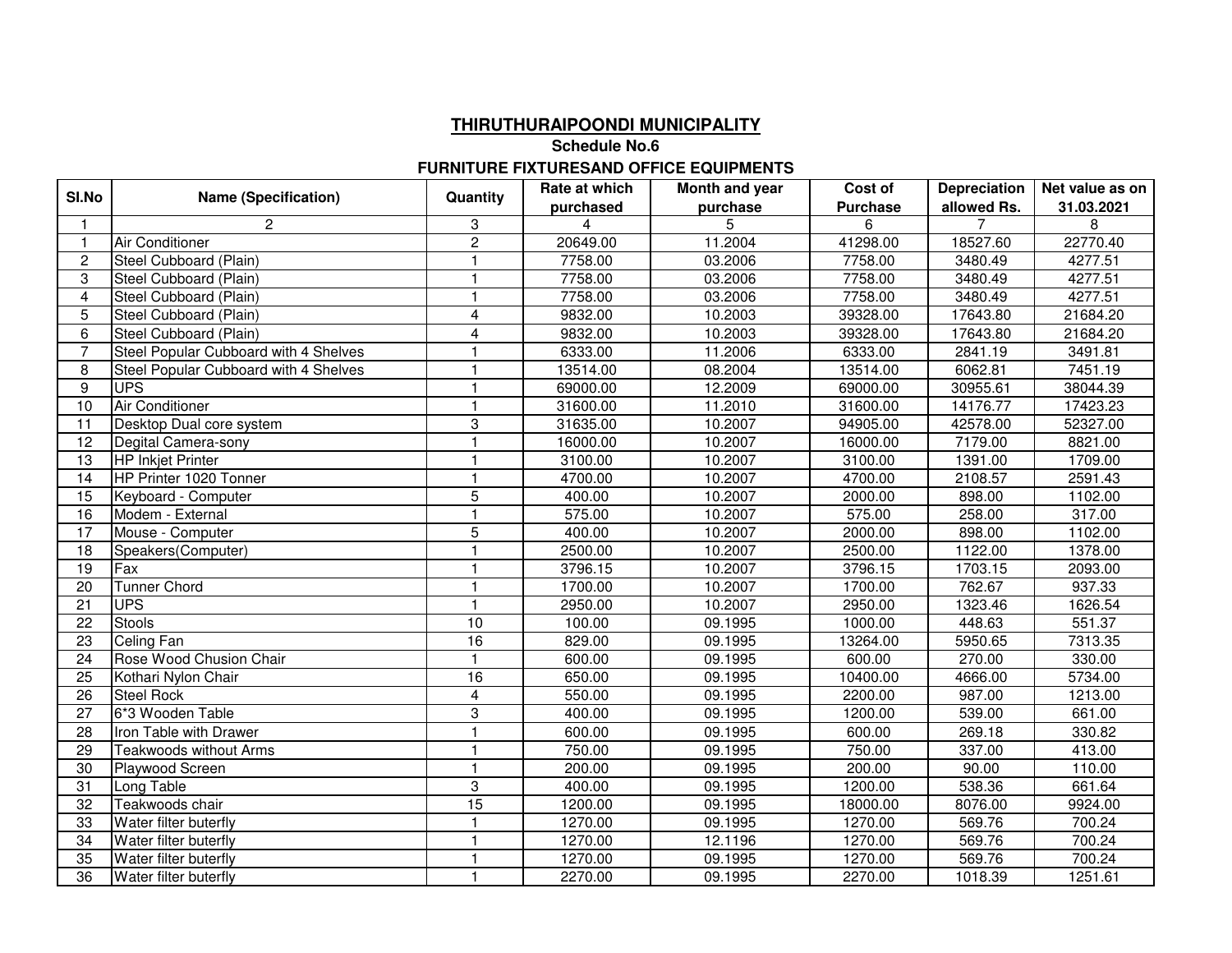# THIRUTHURAIPOONDI MUNICIPALITY

## Schedule No.6

### FURNITURE FIXTURESAND OFFICE EQUIPMENTS

| Sl.No | Name (Specification) | Quantity | Rate at which purchased | Month and year purchase | Cost of Purchase | Depreciation allowed Rs. | Net value as on 31.03.2021 |
|---|---|---|---|---|---|---|---|
| 1 | 2 | 3 | 4 | 5 | 6 | 7 | 8 |
| 1 | Air Conditioner | 2 | 20649.00 | 11.2004 | 41298.00 | 18527.60 | 22770.40 |
| 2 | Steel Cubboard (Plain) | 1 | 7758.00 | 03.2006 | 7758.00 | 3480.49 | 4277.51 |
| 3 | Steel Cubboard (Plain) | 1 | 7758.00 | 03.2006 | 7758.00 | 3480.49 | 4277.51 |
| 4 | Steel Cubboard (Plain) | 1 | 7758.00 | 03.2006 | 7758.00 | 3480.49 | 4277.51 |
| 5 | Steel Cubboard (Plain) | 4 | 9832.00 | 10.2003 | 39328.00 | 17643.80 | 21684.20 |
| 6 | Steel Cubboard (Plain) | 4 | 9832.00 | 10.2003 | 39328.00 | 17643.80 | 21684.20 |
| 7 | Steel Popular Cubboard with 4 Shelves | 1 | 6333.00 | 11.2006 | 6333.00 | 2841.19 | 3491.81 |
| 8 | Steel Popular Cubboard with 4 Shelves | 1 | 13514.00 | 08.2004 | 13514.00 | 6062.81 | 7451.19 |
| 9 | UPS | 1 | 69000.00 | 12.2009 | 69000.00 | 30955.61 | 38044.39 |
| 10 | Air Conditioner | 1 | 31600.00 | 11.2010 | 31600.00 | 14176.77 | 17423.23 |
| 11 | Desktop Dual core system | 3 | 31635.00 | 10.2007 | 94905.00 | 42578.00 | 52327.00 |
| 12 | Degital Camera-sony | 1 | 16000.00 | 10.2007 | 16000.00 | 7179.00 | 8821.00 |
| 13 | HP Inkjet Printer | 1 | 3100.00 | 10.2007 | 3100.00 | 1391.00 | 1709.00 |
| 14 | HP Printer 1020 Tonner | 1 | 4700.00 | 10.2007 | 4700.00 | 2108.57 | 2591.43 |
| 15 | Keyboard - Computer | 5 | 400.00 | 10.2007 | 2000.00 | 898.00 | 1102.00 |
| 16 | Modem - External | 1 | 575.00 | 10.2007 | 575.00 | 258.00 | 317.00 |
| 17 | Mouse - Computer | 5 | 400.00 | 10.2007 | 2000.00 | 898.00 | 1102.00 |
| 18 | Speakers(Computer) | 1 | 2500.00 | 10.2007 | 2500.00 | 1122.00 | 1378.00 |
| 19 | Fax | 1 | 3796.15 | 10.2007 | 3796.15 | 1703.15 | 2093.00 |
| 20 | Tunner Chord | 1 | 1700.00 | 10.2007 | 1700.00 | 762.67 | 937.33 |
| 21 | UPS | 1 | 2950.00 | 10.2007 | 2950.00 | 1323.46 | 1626.54 |
| 22 | Stools | 10 | 100.00 | 09.1995 | 1000.00 | 448.63 | 551.37 |
| 23 | Celing Fan | 16 | 829.00 | 09.1995 | 13264.00 | 5950.65 | 7313.35 |
| 24 | Rose Wood Chusion Chair | 1 | 600.00 | 09.1995 | 600.00 | 270.00 | 330.00 |
| 25 | Kothari Nylon Chair | 16 | 650.00 | 09.1995 | 10400.00 | 4666.00 | 5734.00 |
| 26 | Steel Rock | 4 | 550.00 | 09.1995 | 2200.00 | 987.00 | 1213.00 |
| 27 | 6*3 Wooden Table | 3 | 400.00 | 09.1995 | 1200.00 | 539.00 | 661.00 |
| 28 | Iron Table with Drawer | 1 | 600.00 | 09.1995 | 600.00 | 269.18 | 330.82 |
| 29 | Teakwoods without Arms | 1 | 750.00 | 09.1995 | 750.00 | 337.00 | 413.00 |
| 30 | Playwood Screen | 1 | 200.00 | 09.1995 | 200.00 | 90.00 | 110.00 |
| 31 | Long Table | 3 | 400.00 | 09.1995 | 1200.00 | 538.36 | 661.64 |
| 32 | Teakwoods chair | 15 | 1200.00 | 09.1995 | 18000.00 | 8076.00 | 9924.00 |
| 33 | Water filter buterfly | 1 | 1270.00 | 09.1995 | 1270.00 | 569.76 | 700.24 |
| 34 | Water filter buterfly | 1 | 1270.00 | 12.1196 | 1270.00 | 569.76 | 700.24 |
| 35 | Water filter buterfly | 1 | 1270.00 | 09.1995 | 1270.00 | 569.76 | 700.24 |
| 36 | Water filter buterfly | 1 | 2270.00 | 09.1995 | 2270.00 | 1018.39 | 1251.61 |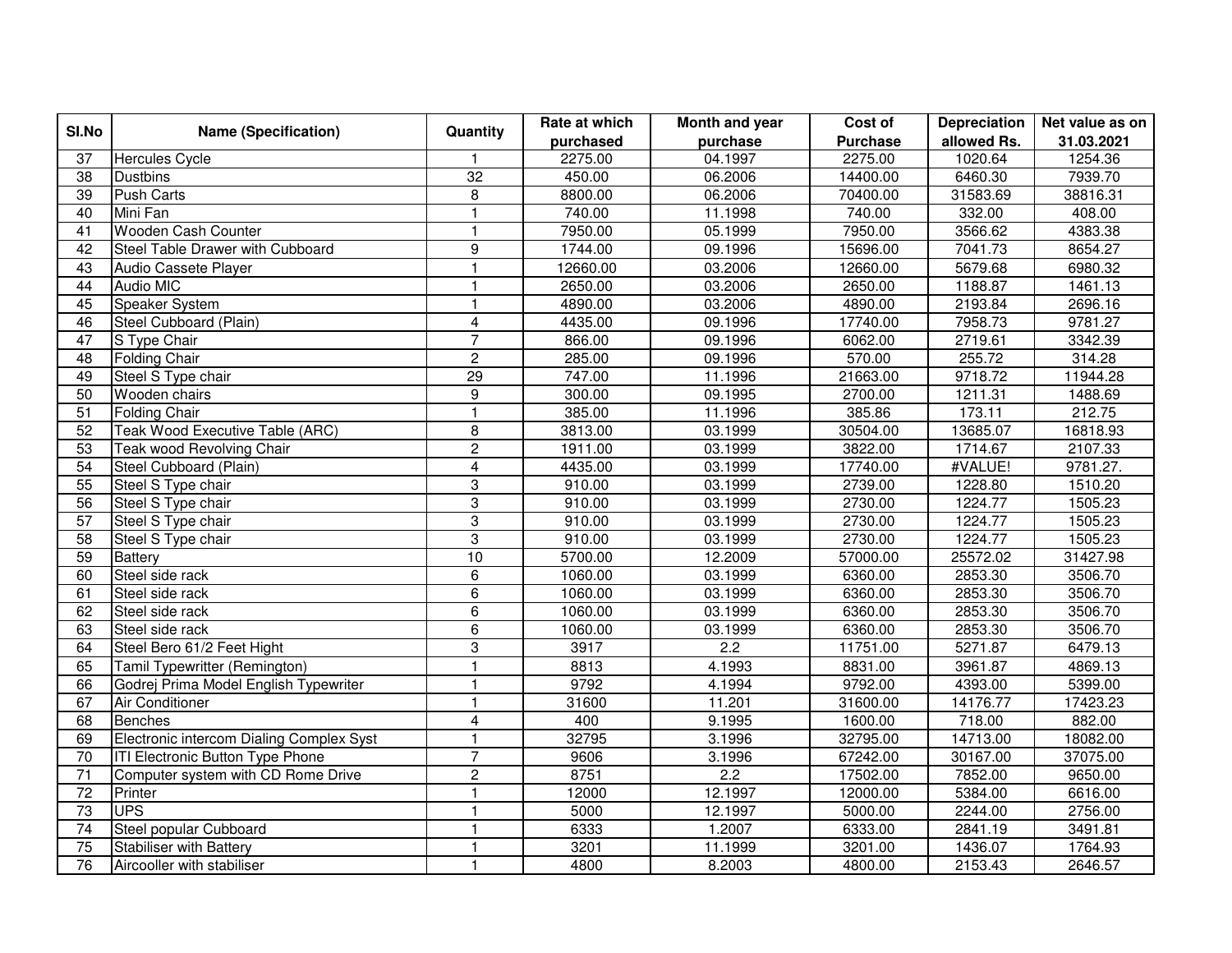| Sl.No | Name (Specification) | Quantity | Rate at which purchased | Month and year purchase | Cost of Purchase | Depreciation allowed Rs. | Net value as on 31.03.2021 |
|---|---|---|---|---|---|---|---|
| 37 | Hercules Cycle | 1 | 2275.00 | 04.1997 | 2275.00 | 1020.64 | 1254.36 |
| 38 | Dustbins | 32 | 450.00 | 06.2006 | 14400.00 | 6460.30 | 7939.70 |
| 39 | Push Carts | 8 | 8800.00 | 06.2006 | 70400.00 | 31583.69 | 38816.31 |
| 40 | Mini Fan | 1 | 740.00 | 11.1998 | 740.00 | 332.00 | 408.00 |
| 41 | Wooden Cash Counter | 1 | 7950.00 | 05.1999 | 7950.00 | 3566.62 | 4383.38 |
| 42 | Steel Table Drawer with Cubboard | 9 | 1744.00 | 09.1996 | 15696.00 | 7041.73 | 8654.27 |
| 43 | Audio Cassete Player | 1 | 12660.00 | 03.2006 | 12660.00 | 5679.68 | 6980.32 |
| 44 | Audio MIC | 1 | 2650.00 | 03.2006 | 2650.00 | 1188.87 | 1461.13 |
| 45 | Speaker System | 1 | 4890.00 | 03.2006 | 4890.00 | 2193.84 | 2696.16 |
| 46 | Steel Cubboard (Plain) | 4 | 4435.00 | 09.1996 | 17740.00 | 7958.73 | 9781.27 |
| 47 | S Type Chair | 7 | 866.00 | 09.1996 | 6062.00 | 2719.61 | 3342.39 |
| 48 | Folding Chair | 2 | 285.00 | 09.1996 | 570.00 | 255.72 | 314.28 |
| 49 | Steel S Type chair | 29 | 747.00 | 11.1996 | 21663.00 | 9718.72 | 11944.28 |
| 50 | Wooden chairs | 9 | 300.00 | 09.1995 | 2700.00 | 1211.31 | 1488.69 |
| 51 | Folding Chair | 1 | 385.00 | 11.1996 | 385.86 | 173.11 | 212.75 |
| 52 | Teak Wood Executive Table (ARC) | 8 | 3813.00 | 03.1999 | 30504.00 | 13685.07 | 16818.93 |
| 53 | Teak wood Revolving Chair | 2 | 1911.00 | 03.1999 | 3822.00 | 1714.67 | 2107.33 |
| 54 | Steel Cubboard (Plain) | 4 | 4435.00 | 03.1999 | 17740.00 | #VALUE! | 9781.27. |
| 55 | Steel S Type chair | 3 | 910.00 | 03.1999 | 2739.00 | 1228.80 | 1510.20 |
| 56 | Steel S Type chair | 3 | 910.00 | 03.1999 | 2730.00 | 1224.77 | 1505.23 |
| 57 | Steel S Type chair | 3 | 910.00 | 03.1999 | 2730.00 | 1224.77 | 1505.23 |
| 58 | Steel S Type chair | 3 | 910.00 | 03.1999 | 2730.00 | 1224.77 | 1505.23 |
| 59 | Battery | 10 | 5700.00 | 12.2009 | 57000.00 | 25572.02 | 31427.98 |
| 60 | Steel side rack | 6 | 1060.00 | 03.1999 | 6360.00 | 2853.30 | 3506.70 |
| 61 | Steel side rack | 6 | 1060.00 | 03.1999 | 6360.00 | 2853.30 | 3506.70 |
| 62 | Steel side rack | 6 | 1060.00 | 03.1999 | 6360.00 | 2853.30 | 3506.70 |
| 63 | Steel side rack | 6 | 1060.00 | 03.1999 | 6360.00 | 2853.30 | 3506.70 |
| 64 | Steel Bero 61/2 Feet Hight | 3 | 3917 | 2.2 | 11751.00 | 5271.87 | 6479.13 |
| 65 | Tamil Typewritter (Remington) | 1 | 8813 | 4.1993 | 8831.00 | 3961.87 | 4869.13 |
| 66 | Godrej Prima Model English Typewriter | 1 | 9792 | 4.1994 | 9792.00 | 4393.00 | 5399.00 |
| 67 | Air Conditioner | 1 | 31600 | 11.201 | 31600.00 | 14176.77 | 17423.23 |
| 68 | Benches | 4 | 400 | 9.1995 | 1600.00 | 718.00 | 882.00 |
| 69 | Electronic intercom Dialing Complex Syst | 1 | 32795 | 3.1996 | 32795.00 | 14713.00 | 18082.00 |
| 70 | ITI Electronic Button Type Phone | 7 | 9606 | 3.1996 | 67242.00 | 30167.00 | 37075.00 |
| 71 | Computer system with CD Rome Drive | 2 | 8751 | 2.2 | 17502.00 | 7852.00 | 9650.00 |
| 72 | Printer | 1 | 12000 | 12.1997 | 12000.00 | 5384.00 | 6616.00 |
| 73 | UPS | 1 | 5000 | 12.1997 | 5000.00 | 2244.00 | 2756.00 |
| 74 | Steel popular Cubboard | 1 | 6333 | 1.2007 | 6333.00 | 2841.19 | 3491.81 |
| 75 | Stabiliser with Battery | 1 | 3201 | 11.1999 | 3201.00 | 1436.07 | 1764.93 |
| 76 | Aircooller with stabiliser | 1 | 4800 | 8.2003 | 4800.00 | 2153.43 | 2646.57 |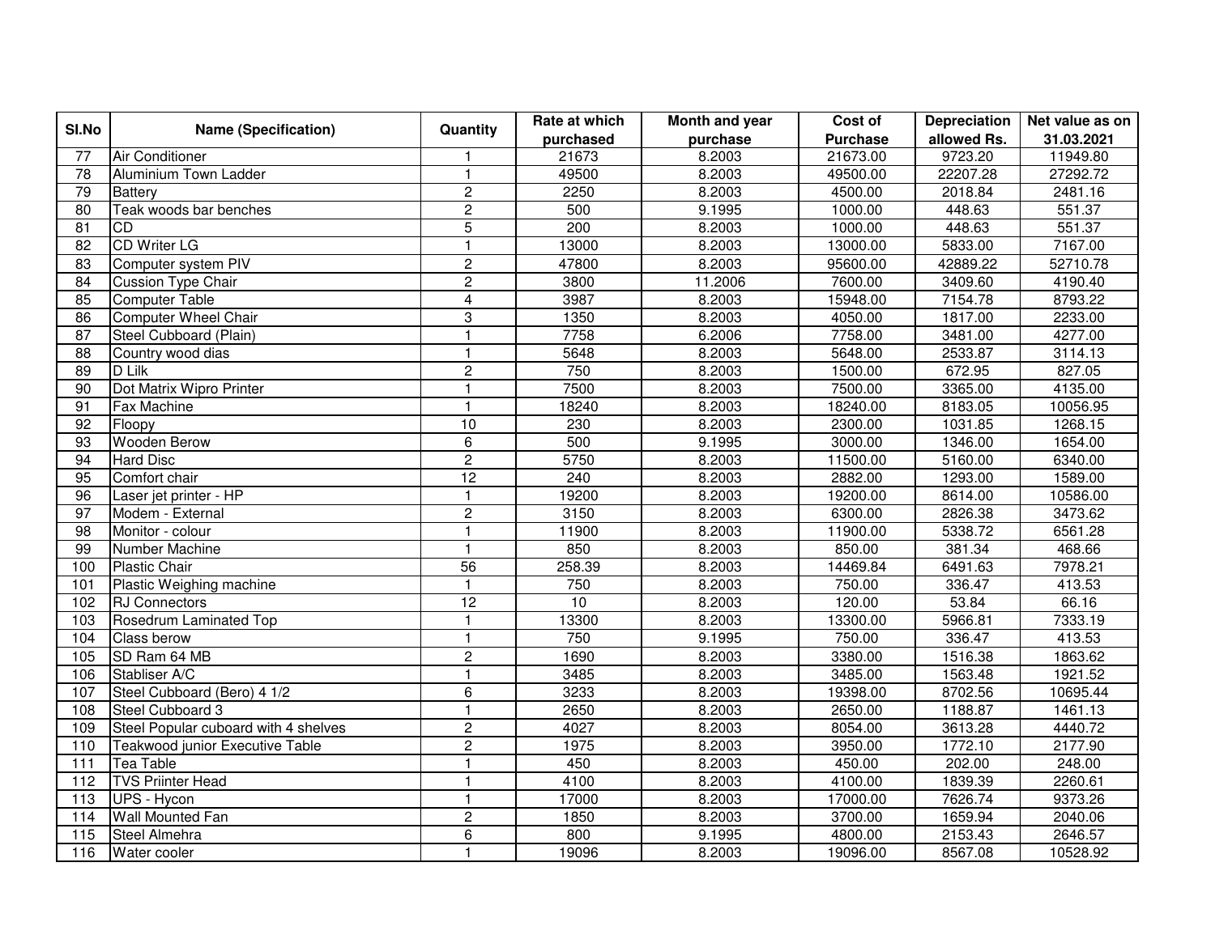| Sl.No | Name (Specification) | Quantity | Rate at which purchased | Month and year purchase | Cost of Purchase | Depreciation allowed Rs. | Net value as on 31.03.2021 |
|---|---|---|---|---|---|---|---|
| 77 | Air Conditioner | 1 | 21673 | 8.2003 | 21673.00 | 9723.20 | 11949.80 |
| 78 | Aluminium Town Ladder | 1 | 49500 | 8.2003 | 49500.00 | 22207.28 | 27292.72 |
| 79 | Battery | 2 | 2250 | 8.2003 | 4500.00 | 2018.84 | 2481.16 |
| 80 | Teak woods bar benches | 2 | 500 | 9.1995 | 1000.00 | 448.63 | 551.37 |
| 81 | CD | 5 | 200 | 8.2003 | 1000.00 | 448.63 | 551.37 |
| 82 | CD Writer LG | 1 | 13000 | 8.2003 | 13000.00 | 5833.00 | 7167.00 |
| 83 | Computer system PIV | 2 | 47800 | 8.2003 | 95600.00 | 42889.22 | 52710.78 |
| 84 | Cussion Type Chair | 2 | 3800 | 11.2006 | 7600.00 | 3409.60 | 4190.40 |
| 85 | Computer Table | 4 | 3987 | 8.2003 | 15948.00 | 7154.78 | 8793.22 |
| 86 | Computer Wheel Chair | 3 | 1350 | 8.2003 | 4050.00 | 1817.00 | 2233.00 |
| 87 | Steel Cubboard (Plain) | 1 | 7758 | 6.2006 | 7758.00 | 3481.00 | 4277.00 |
| 88 | Country wood dias | 1 | 5648 | 8.2003 | 5648.00 | 2533.87 | 3114.13 |
| 89 | D Lilk | 2 | 750 | 8.2003 | 1500.00 | 672.95 | 827.05 |
| 90 | Dot Matrix Wipro Printer | 1 | 7500 | 8.2003 | 7500.00 | 3365.00 | 4135.00 |
| 91 | Fax Machine | 1 | 18240 | 8.2003 | 18240.00 | 8183.05 | 10056.95 |
| 92 | Floopy | 10 | 230 | 8.2003 | 2300.00 | 1031.85 | 1268.15 |
| 93 | Wooden Berow | 6 | 500 | 9.1995 | 3000.00 | 1346.00 | 1654.00 |
| 94 | Hard Disc | 2 | 5750 | 8.2003 | 11500.00 | 5160.00 | 6340.00 |
| 95 | Comfort chair | 12 | 240 | 8.2003 | 2882.00 | 1293.00 | 1589.00 |
| 96 | Laser jet printer - HP | 1 | 19200 | 8.2003 | 19200.00 | 8614.00 | 10586.00 |
| 97 | Modem - External | 2 | 3150 | 8.2003 | 6300.00 | 2826.38 | 3473.62 |
| 98 | Monitor - colour | 1 | 11900 | 8.2003 | 11900.00 | 5338.72 | 6561.28 |
| 99 | Number Machine | 1 | 850 | 8.2003 | 850.00 | 381.34 | 468.66 |
| 100 | Plastic Chair | 56 | 258.39 | 8.2003 | 14469.84 | 6491.63 | 7978.21 |
| 101 | Plastic Weighing machine | 1 | 750 | 8.2003 | 750.00 | 336.47 | 413.53 |
| 102 | RJ Connectors | 12 | 10 | 8.2003 | 120.00 | 53.84 | 66.16 |
| 103 | Rosedrum Laminated Top | 1 | 13300 | 8.2003 | 13300.00 | 5966.81 | 7333.19 |
| 104 | Class berow | 1 | 750 | 9.1995 | 750.00 | 336.47 | 413.53 |
| 105 | SD Ram 64 MB | 2 | 1690 | 8.2003 | 3380.00 | 1516.38 | 1863.62 |
| 106 | Stabliser A/C | 1 | 3485 | 8.2003 | 3485.00 | 1563.48 | 1921.52 |
| 107 | Steel Cubboard (Bero) 4 1/2 | 6 | 3233 | 8.2003 | 19398.00 | 8702.56 | 10695.44 |
| 108 | Steel Cubboard 3 | 1 | 2650 | 8.2003 | 2650.00 | 1188.87 | 1461.13 |
| 109 | Steel Popular cuboard with 4 shelves | 2 | 4027 | 8.2003 | 8054.00 | 3613.28 | 4440.72 |
| 110 | Teakwood junior Executive Table | 2 | 1975 | 8.2003 | 3950.00 | 1772.10 | 2177.90 |
| 111 | Tea Table | 1 | 450 | 8.2003 | 450.00 | 202.00 | 248.00 |
| 112 | TVS Priinter Head | 1 | 4100 | 8.2003 | 4100.00 | 1839.39 | 2260.61 |
| 113 | UPS - Hycon | 1 | 17000 | 8.2003 | 17000.00 | 7626.74 | 9373.26 |
| 114 | Wall Mounted Fan | 2 | 1850 | 8.2003 | 3700.00 | 1659.94 | 2040.06 |
| 115 | Steel Almehra | 6 | 800 | 9.1995 | 4800.00 | 2153.43 | 2646.57 |
| 116 | Water cooler | 1 | 19096 | 8.2003 | 19096.00 | 8567.08 | 10528.92 |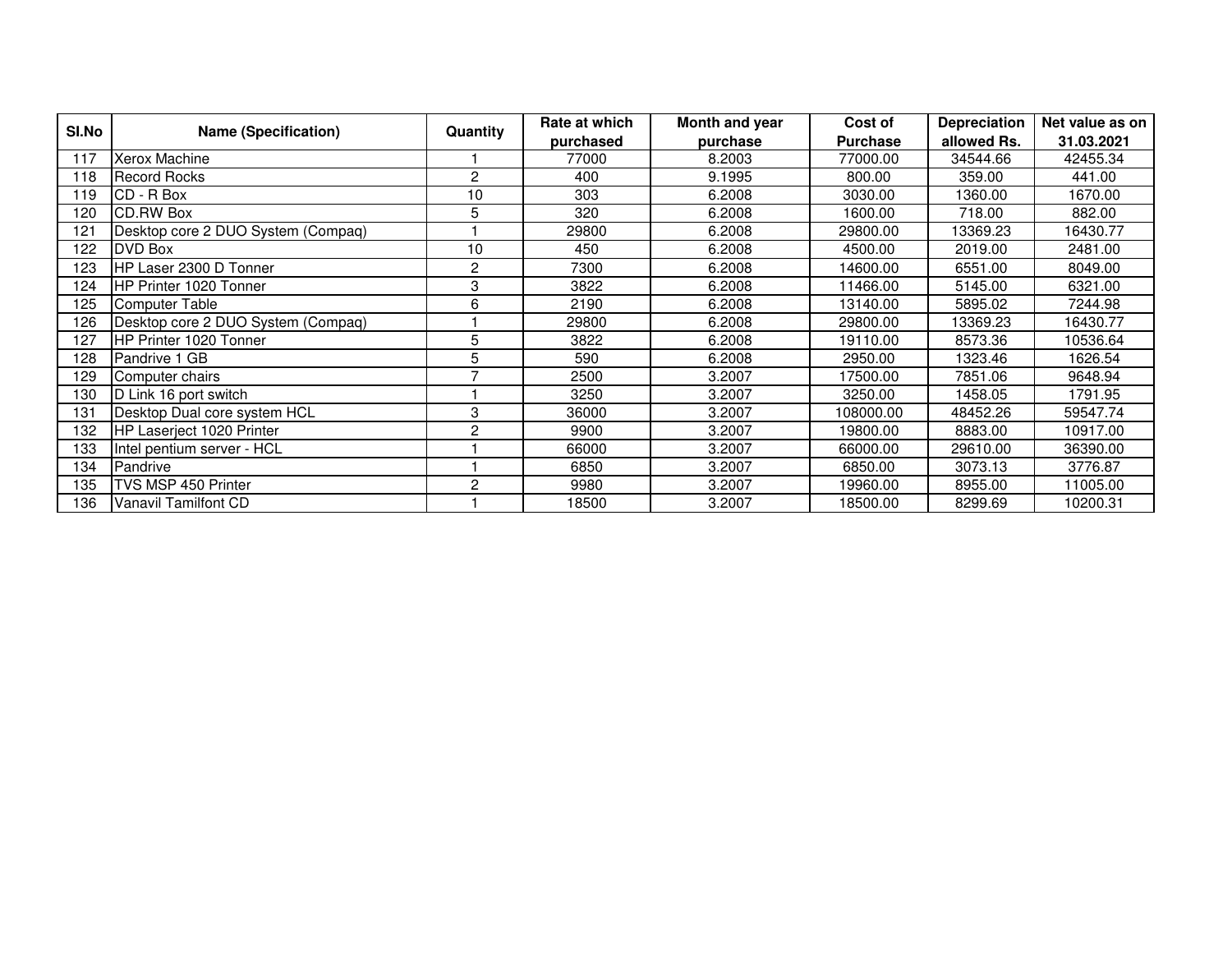| Sl.No | Name (Specification) | Quantity | Rate at which purchased | Month and year purchase | Cost of Purchase | Depreciation allowed Rs. | Net value as on 31.03.2021 |
|---|---|---|---|---|---|---|---|
| 117 | Xerox Machine | 1 | 77000 | 8.2003 | 77000.00 | 34544.66 | 42455.34 |
| 118 | Record Rocks | 2 | 400 | 9.1995 | 800.00 | 359.00 | 441.00 |
| 119 | CD - R Box | 10 | 303 | 6.2008 | 3030.00 | 1360.00 | 1670.00 |
| 120 | CD.RW Box | 5 | 320 | 6.2008 | 1600.00 | 718.00 | 882.00 |
| 121 | Desktop core 2 DUO System (Compaq) | 1 | 29800 | 6.2008 | 29800.00 | 13369.23 | 16430.77 |
| 122 | DVD Box | 10 | 450 | 6.2008 | 4500.00 | 2019.00 | 2481.00 |
| 123 | HP Laser 2300 D Tonner | 2 | 7300 | 6.2008 | 14600.00 | 6551.00 | 8049.00 |
| 124 | HP Printer 1020 Tonner | 3 | 3822 | 6.2008 | 11466.00 | 5145.00 | 6321.00 |
| 125 | Computer Table | 6 | 2190 | 6.2008 | 13140.00 | 5895.02 | 7244.98 |
| 126 | Desktop core 2 DUO System (Compaq) | 1 | 29800 | 6.2008 | 29800.00 | 13369.23 | 16430.77 |
| 127 | HP Printer 1020 Tonner | 5 | 3822 | 6.2008 | 19110.00 | 8573.36 | 10536.64 |
| 128 | Pandrive 1 GB | 5 | 590 | 6.2008 | 2950.00 | 1323.46 | 1626.54 |
| 129 | Computer chairs | 7 | 2500 | 3.2007 | 17500.00 | 7851.06 | 9648.94 |
| 130 | D Link 16 port switch | 1 | 3250 | 3.2007 | 3250.00 | 1458.05 | 1791.95 |
| 131 | Desktop Dual core system HCL | 3 | 36000 | 3.2007 | 108000.00 | 48452.26 | 59547.74 |
| 132 | HP Laserject 1020 Printer | 2 | 9900 | 3.2007 | 19800.00 | 8883.00 | 10917.00 |
| 133 | Intel pentium server - HCL | 1 | 66000 | 3.2007 | 66000.00 | 29610.00 | 36390.00 |
| 134 | Pandrive | 1 | 6850 | 3.2007 | 6850.00 | 3073.13 | 3776.87 |
| 135 | TVS MSP 450 Printer | 2 | 9980 | 3.2007 | 19960.00 | 8955.00 | 11005.00 |
| 136 | Vanavil Tamilfont CD | 1 | 18500 | 3.2007 | 18500.00 | 8299.69 | 10200.31 |